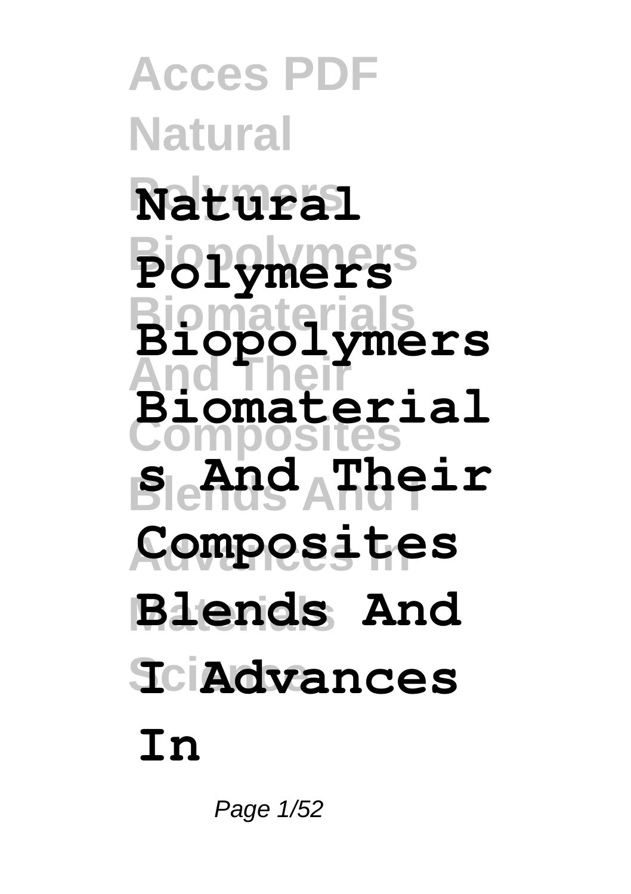# Natural Polymers Biopolymers Biomaterials And Their Composites Blends And I Advances In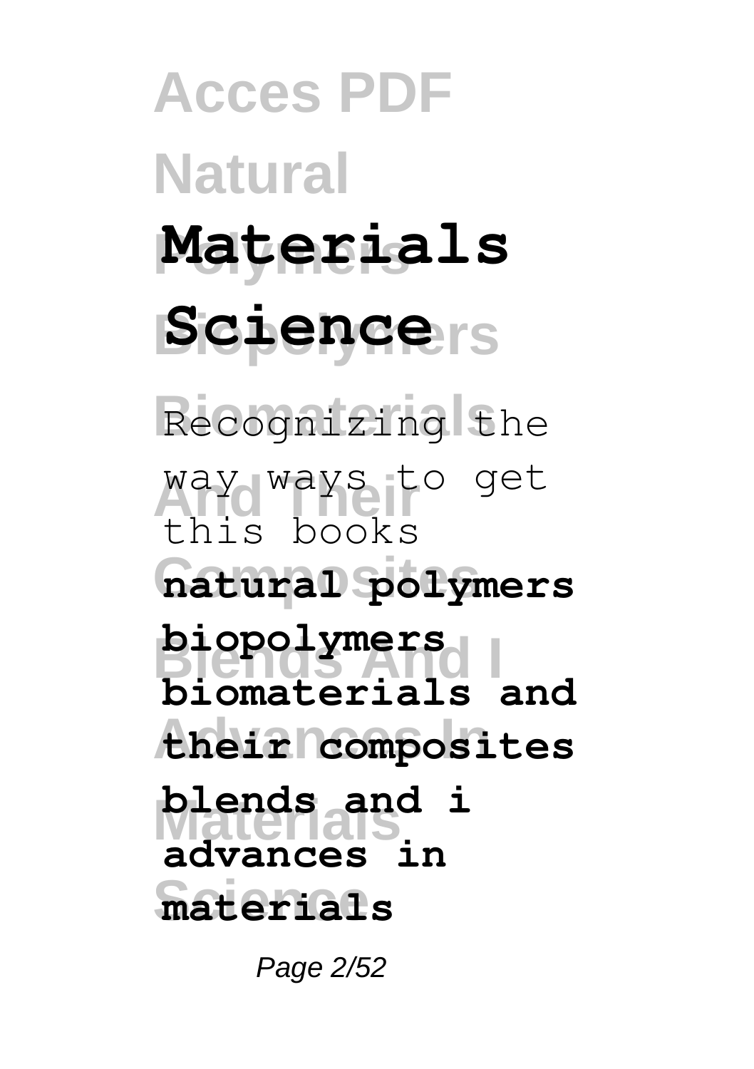# Materials Science

Recognizing the way ways to get this books **natural polymers biopolymers biomaterials and their composites blends and i advances in materials**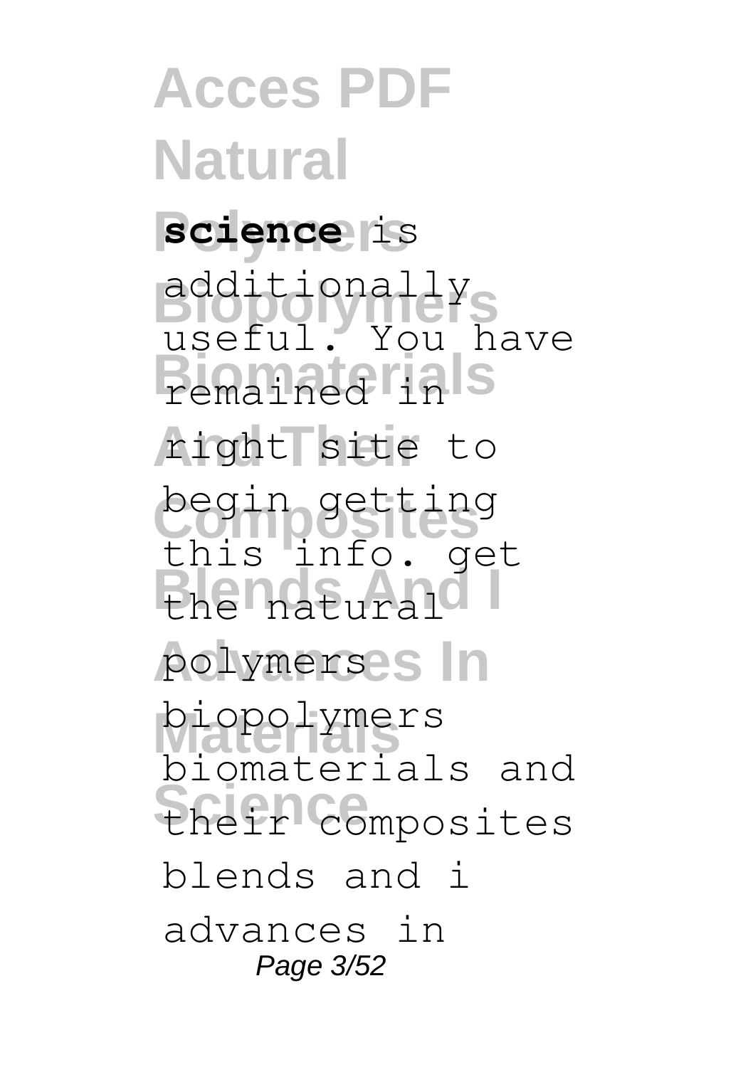**science** is additionally useful. You have remained in right site to begin getting this info. get the natural polymers biopolymers biomaterials and their composites blends and i advances in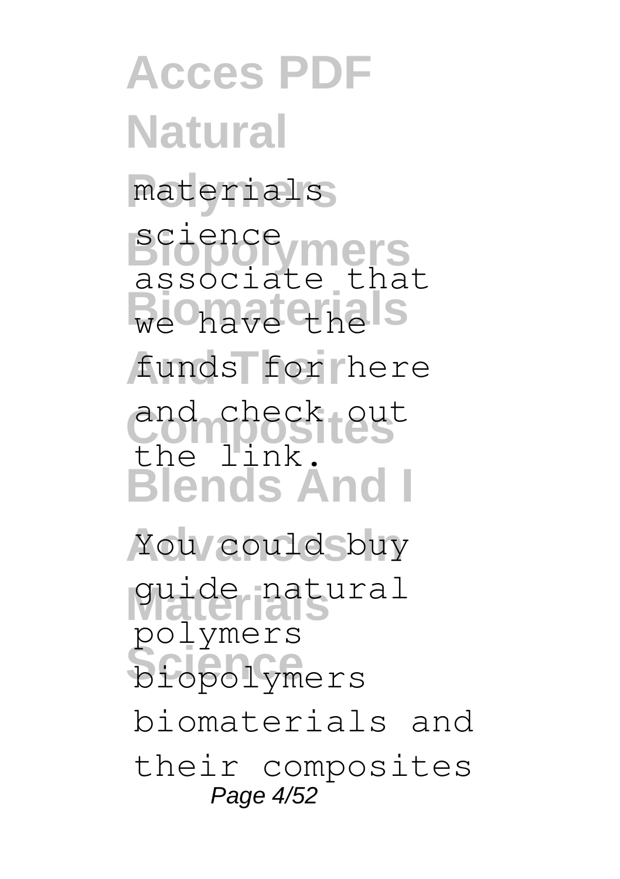materials science associate that we have the funds for here and check out the link.

You could buy guide natural polymers biopolymers biomaterials and their composites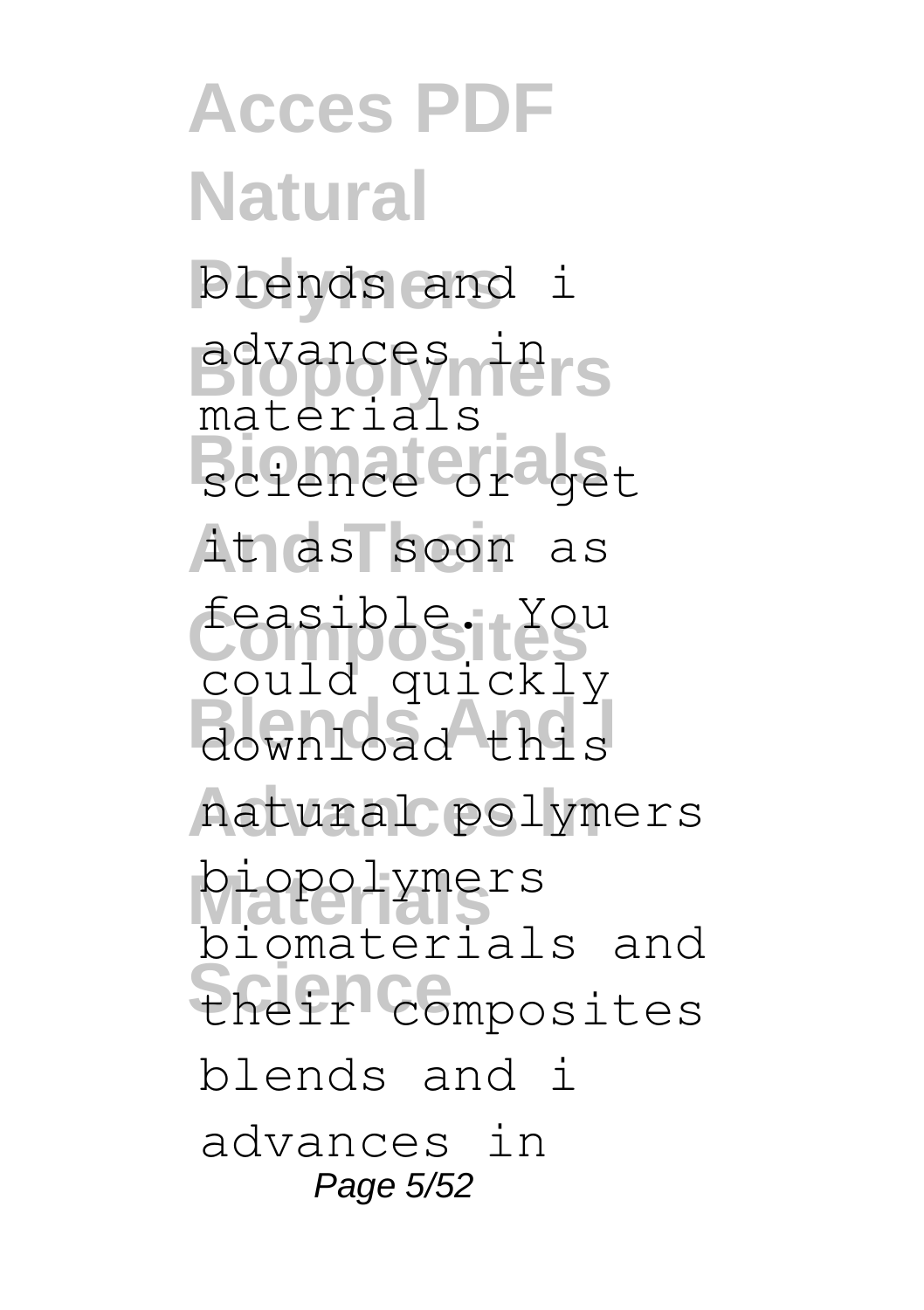blends and i advances in materials science or get it as soon as feasible. You could quickly download this natural polymers biopolymers biomaterials and their composites blends and i advances in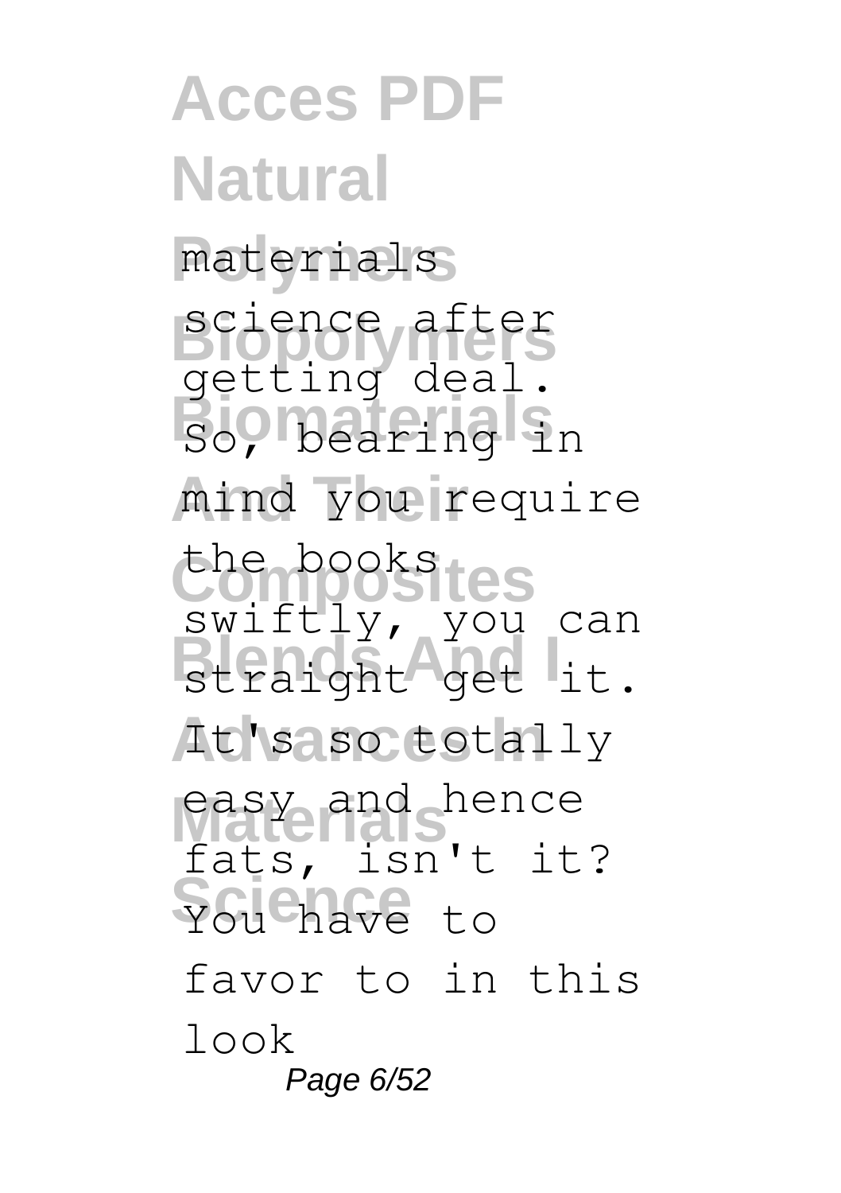materials science after getting deal. So, bearing in mind you require the books swiftly, you can straight get it. It's so totally easy and hence fats, isn't it? You have to favor to in this look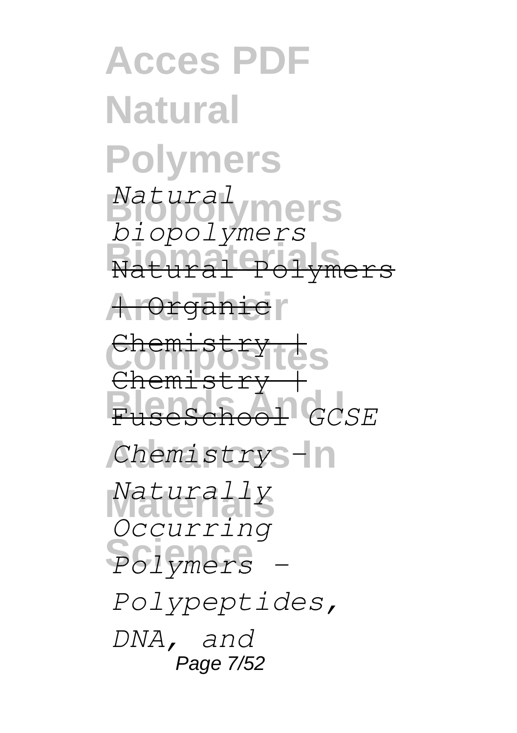*Natural biopolymers* Natural Polymers | Organic Chemistry | Chemistry | FuseSchool *GCSE Chemistry - Naturally Occurring Polymers - Polypeptides, DNA, and*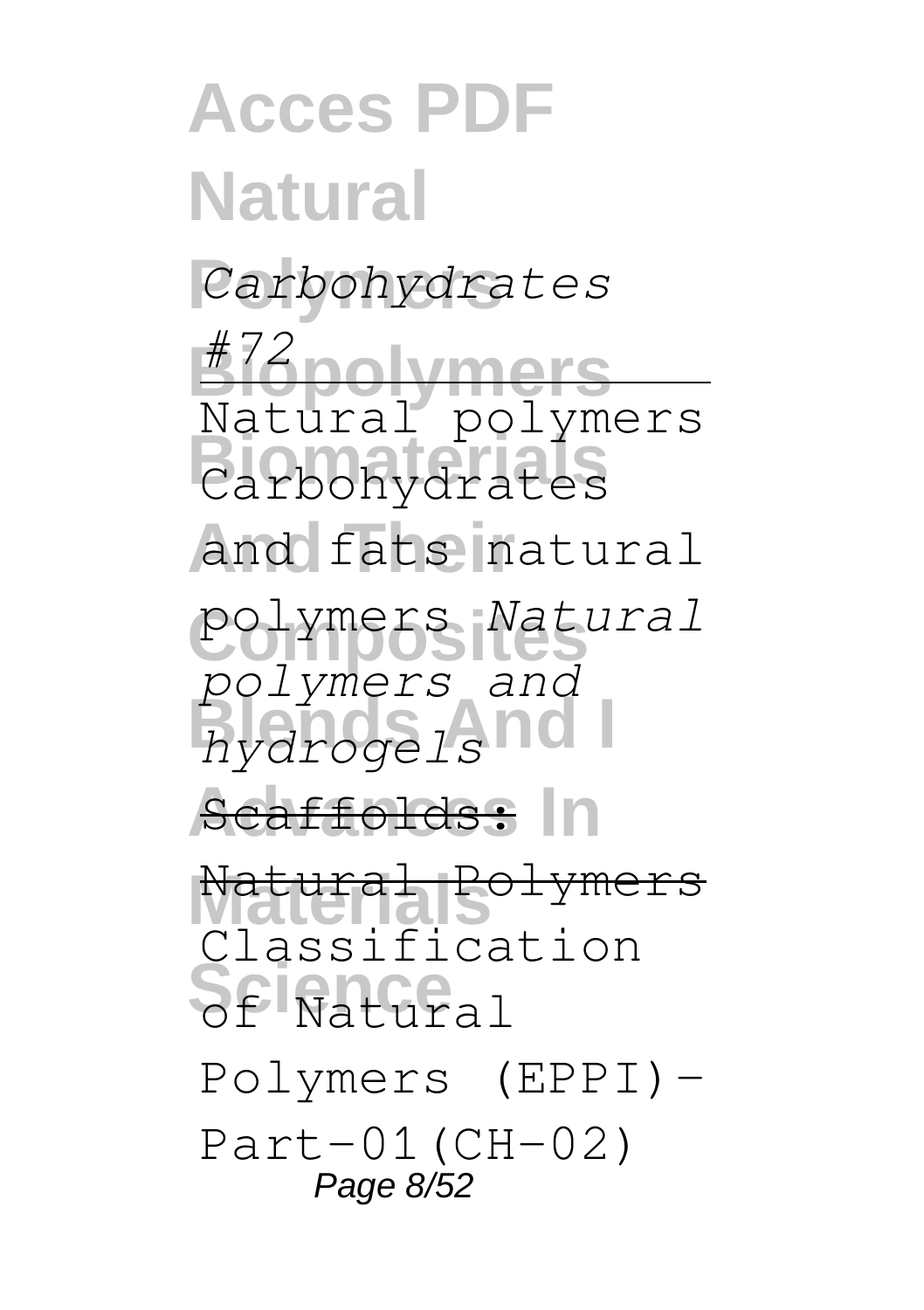*Carbohydrates #72*

Natural polymers Carbohydrates and fats natural polymers *Natural polymers and hydrogels*

Scaffolds: Natural Polymers

Classification of Natural Polymers (EPPI)-Part-01(CH-02)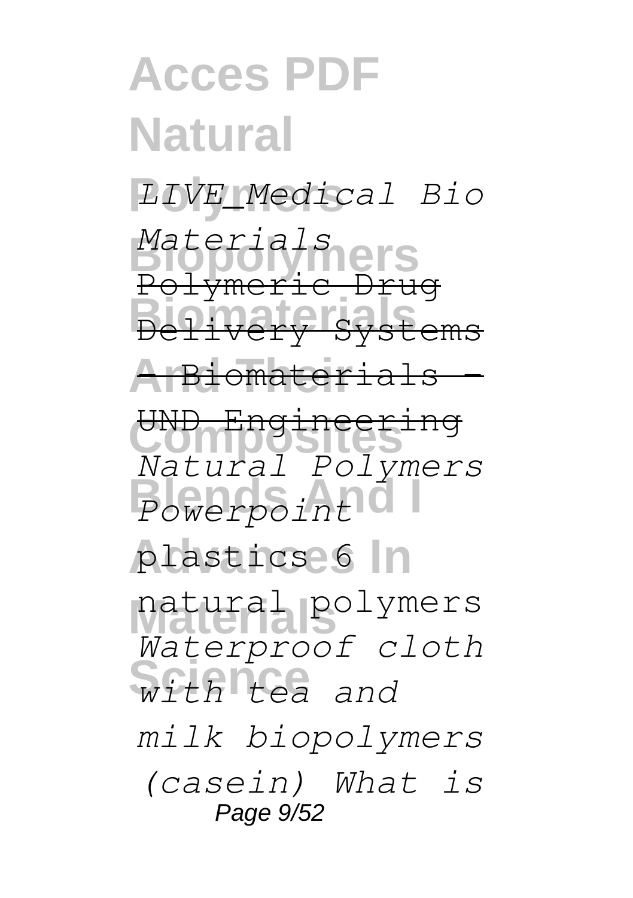*LIVE_Medical Bio Materials* Polymeric Drug Delivery Systems - Biomaterials - UND Engineering *Natural Polymers Powerpoint* plastics 6 natural polymers *Waterproof cloth with tea and milk biopolymers (casein) What is*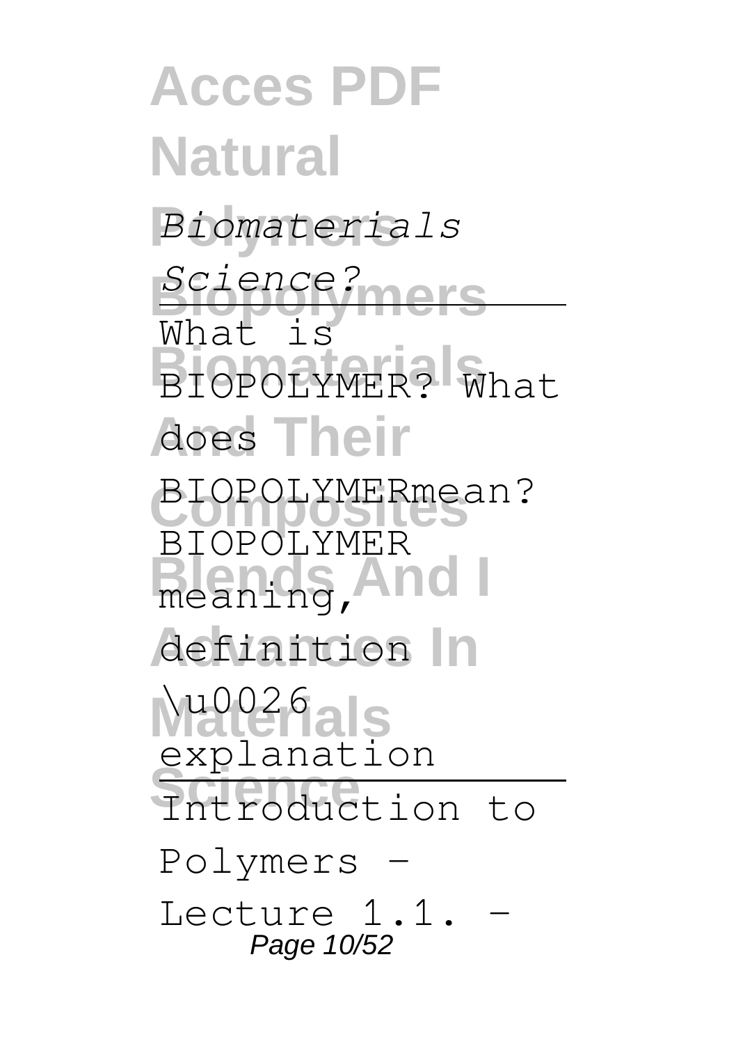*Biomaterials Science?*

---

What is BIOPOLYMER? What does BIOPOLYMERmean? BIOPOLYMER meaning, definition \u0026 explanation

---

Introduction to Polymers - Lecture 1.1. -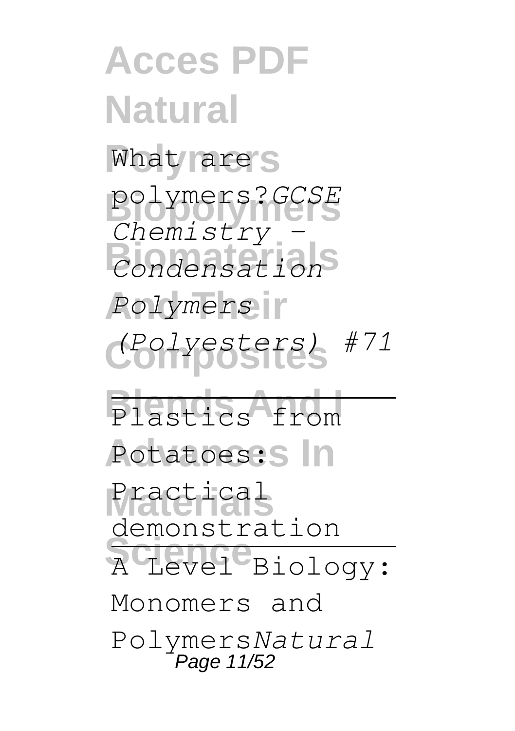What are polymers?*GCSE Chemistry - Condensation Polymers (Polyesters) #71*

---

Plastics from Potatoes: Practical demonstration

---

A Level Biology: Monomers and Polymers*Natural*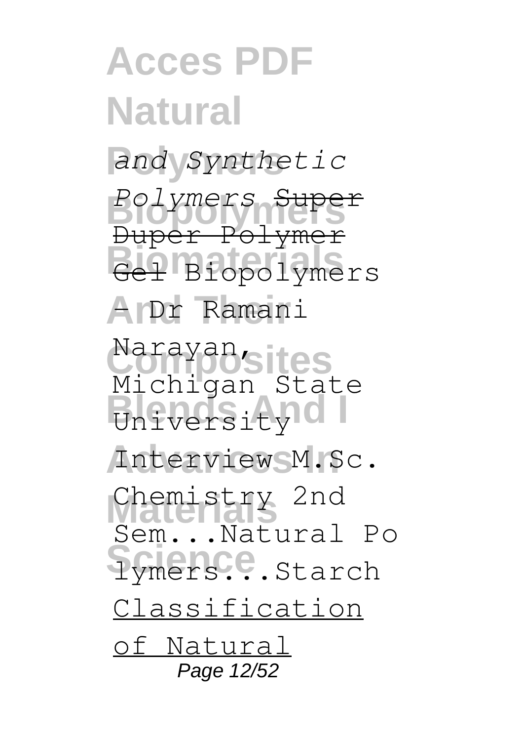*and Synthetic Polymers* ~~Super Duper Polymer Gel~~ Biopolymers - Dr Ramani Narayan, Michigan State University Interview M.Sc. Chemistry 2nd Sem...Natural Polymers...Starch Classification of Natural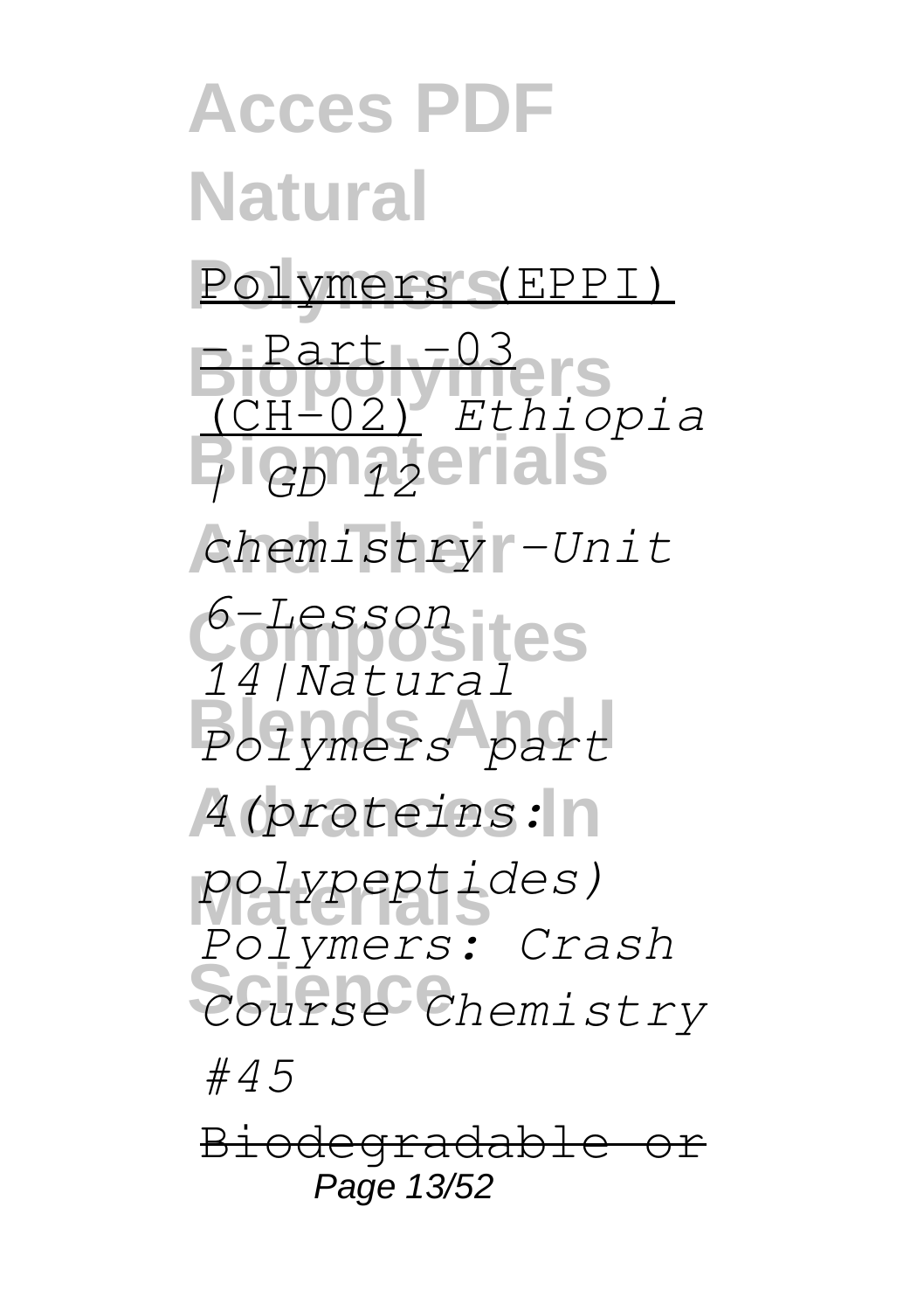Polymers (EPPI) - Part -03 (CH-02) *Ethiopia | GD 12 chemistry -Unit 6-Lesson 14|Natural Polymers part 4(proteins: polypeptides)* *Polymers: Crash Course Chemistry #45*

Biodegradable or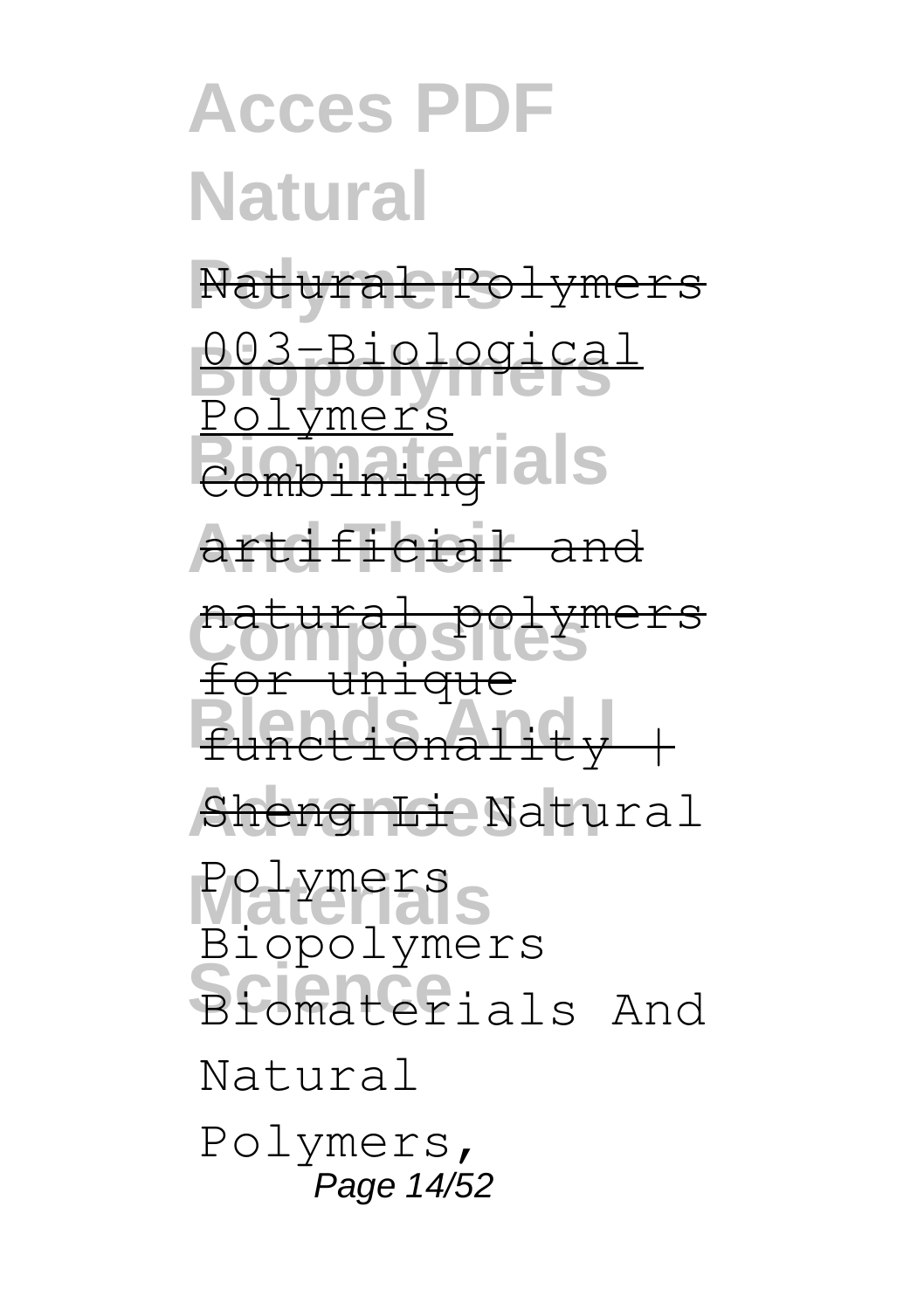Natural Polymers

003-Biological Polymers

Combining artificial and natural polymers for unique functionality | Sheng Li Natural Polymers Biopolymers Biomaterials And Natural Polymers,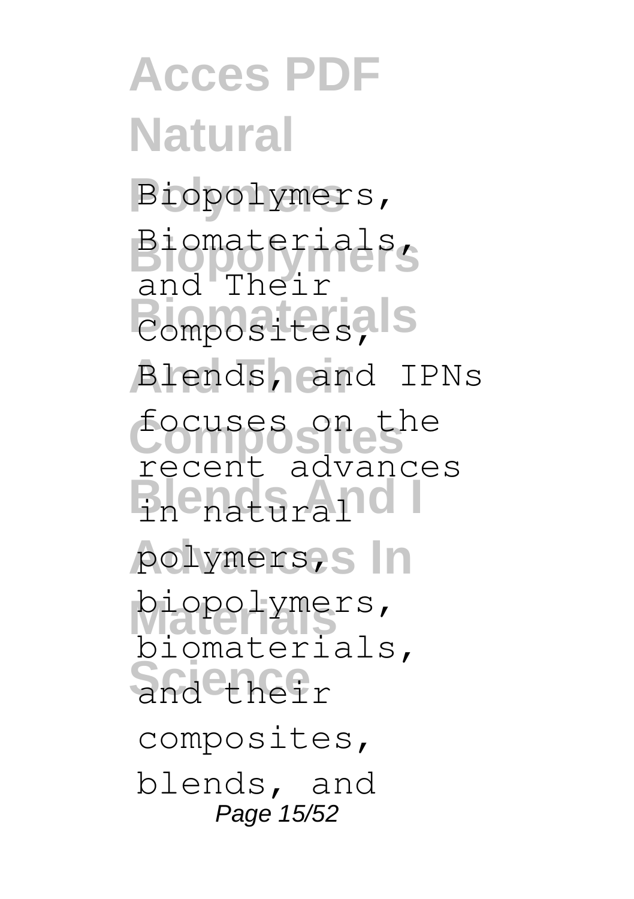Biopolymers, Biomaterials, and Their Composites, Blends, and IPNs focuses on the recent advances in natural polymers, biopolymers, biomaterials, and their composites, blends, and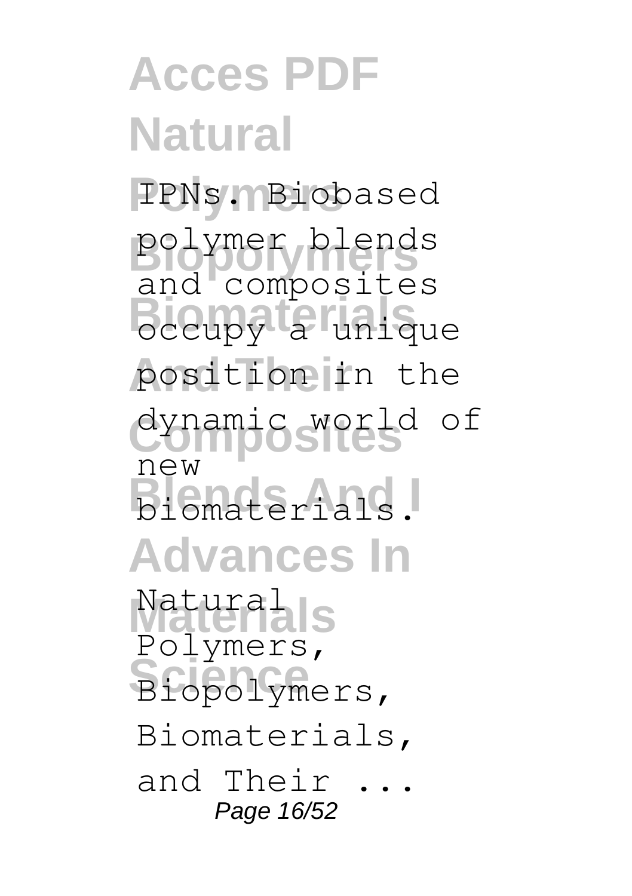IPNs. Biobased polymer blends and composites occupy a unique position in the dynamic world of new biomaterials.

Natural Polymers, Biopolymers, Biomaterials, and Their ...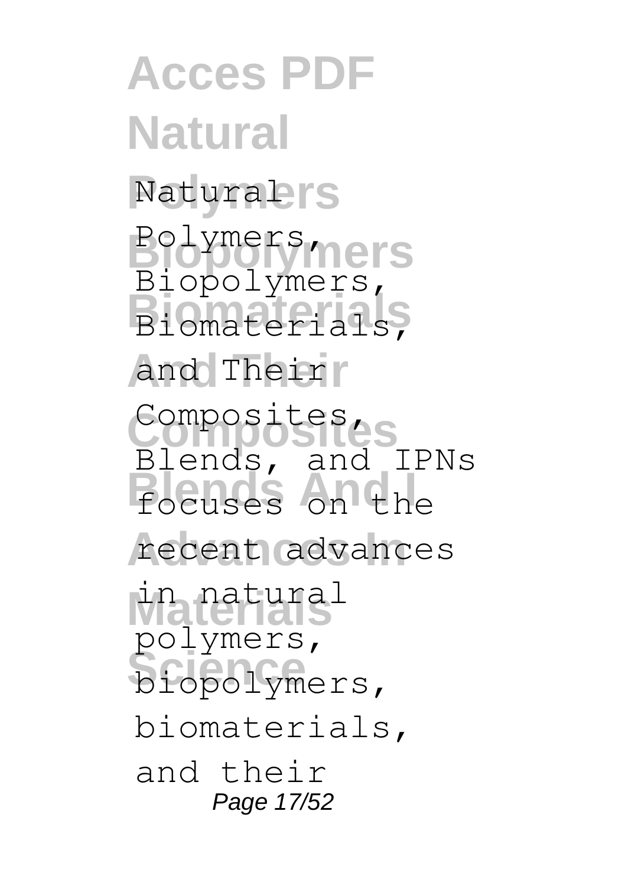Natural Polymers, Biopolymers, Biomaterials, and Their Composites, Blends, and IPNs focuses on the recent advances in natural polymers, biopolymers, biomaterials, and their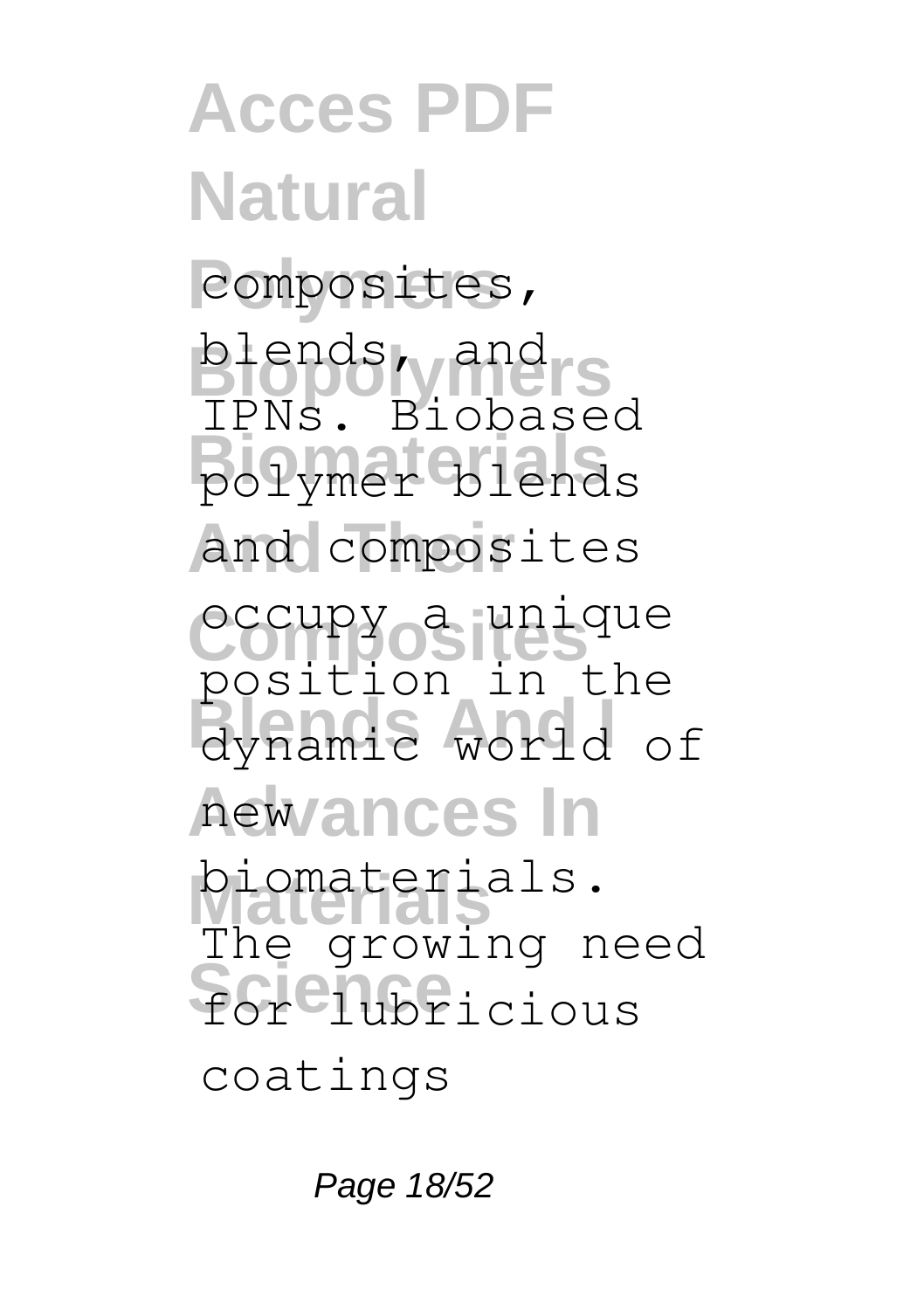composites, blends, and IPNs. Biobased polymer blends and composites occupy a unique position in the dynamic world of new biomaterials. The growing need for lubricious coatings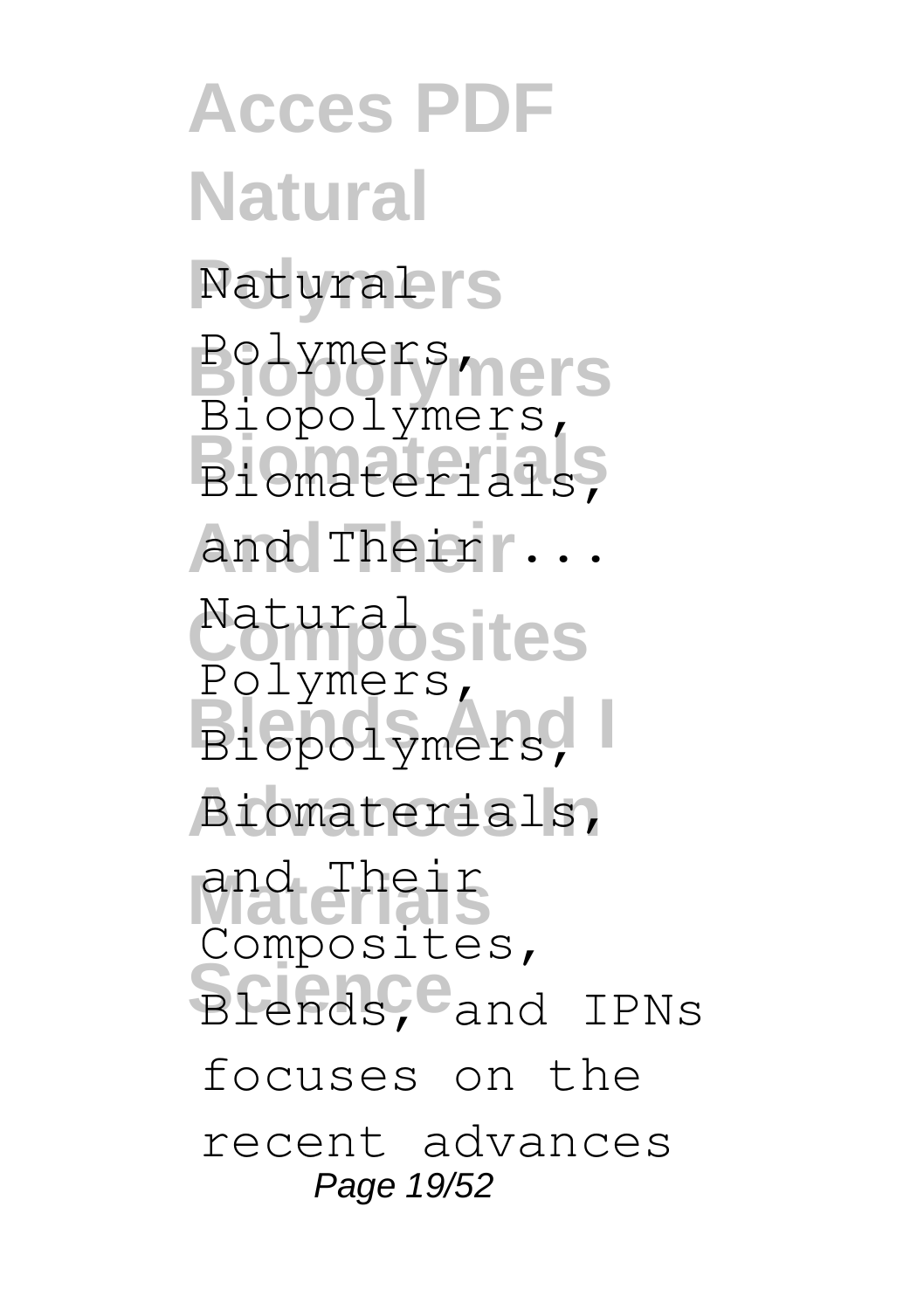Natural Polymers, Biopolymers, Biomaterials, and Their ...

Natural Polymers, Biopolymers, Biomaterials, and Their Composites, Blends, and IPNs focuses on the recent advances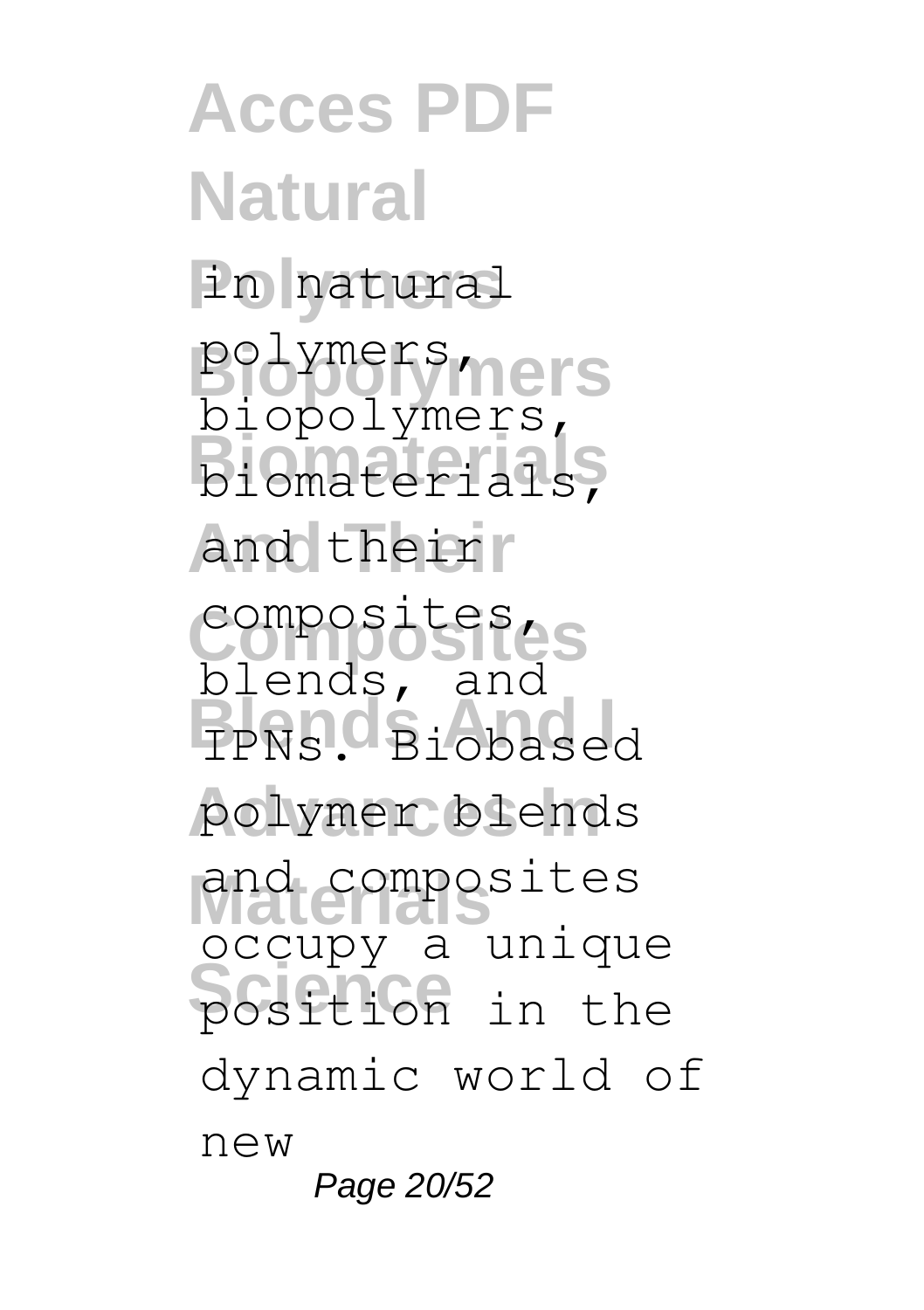in natural polymers, biopolymers, biomaterials, and their composites, blends, and IPNs. Biobased polymer blends and composites occupy a unique position in the dynamic world of new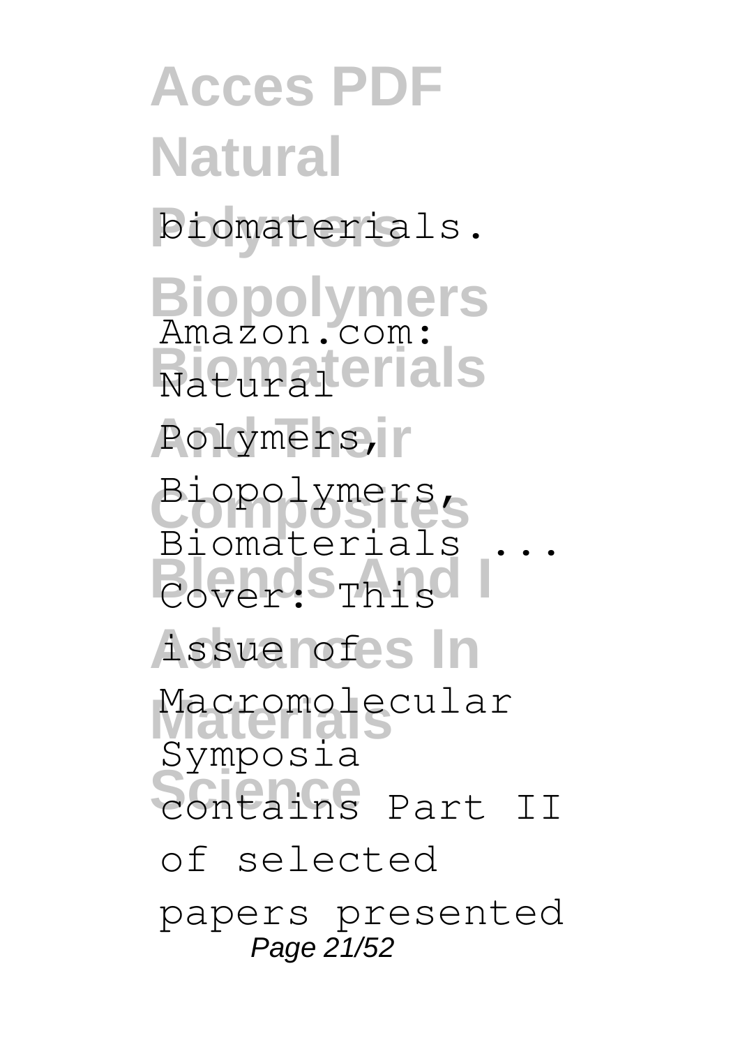biomaterials.

Amazon.com: Natural Polymers, Biopolymers, Biomaterials ...

Cover: This issue of Macromolecular Symposia contains Part II of selected papers presented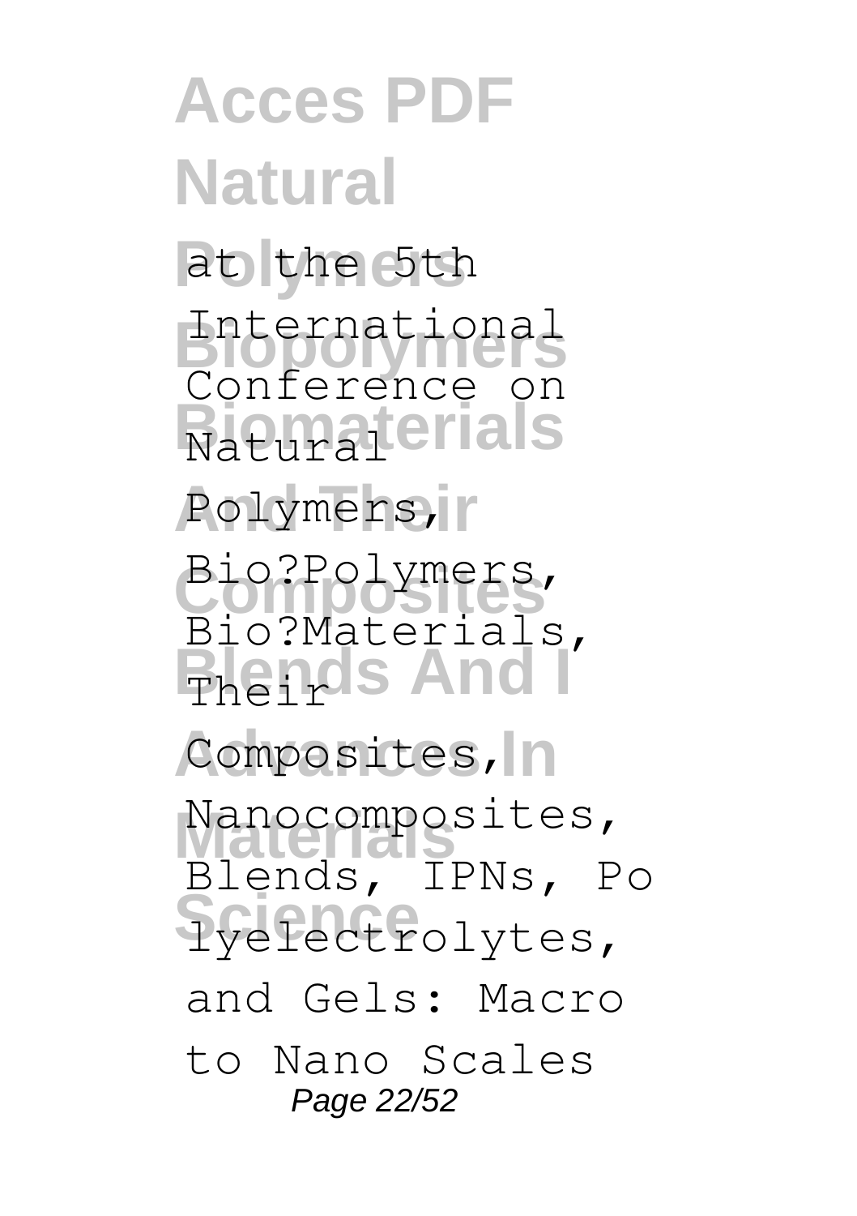at the 5th International Conference on Natural Polymers, Bio?Polymers, Bio?Materials, Their Composites, Nanocomposites, Blends, IPNs, Po lyelectrolytes, and Gels: Macro to Nano Scales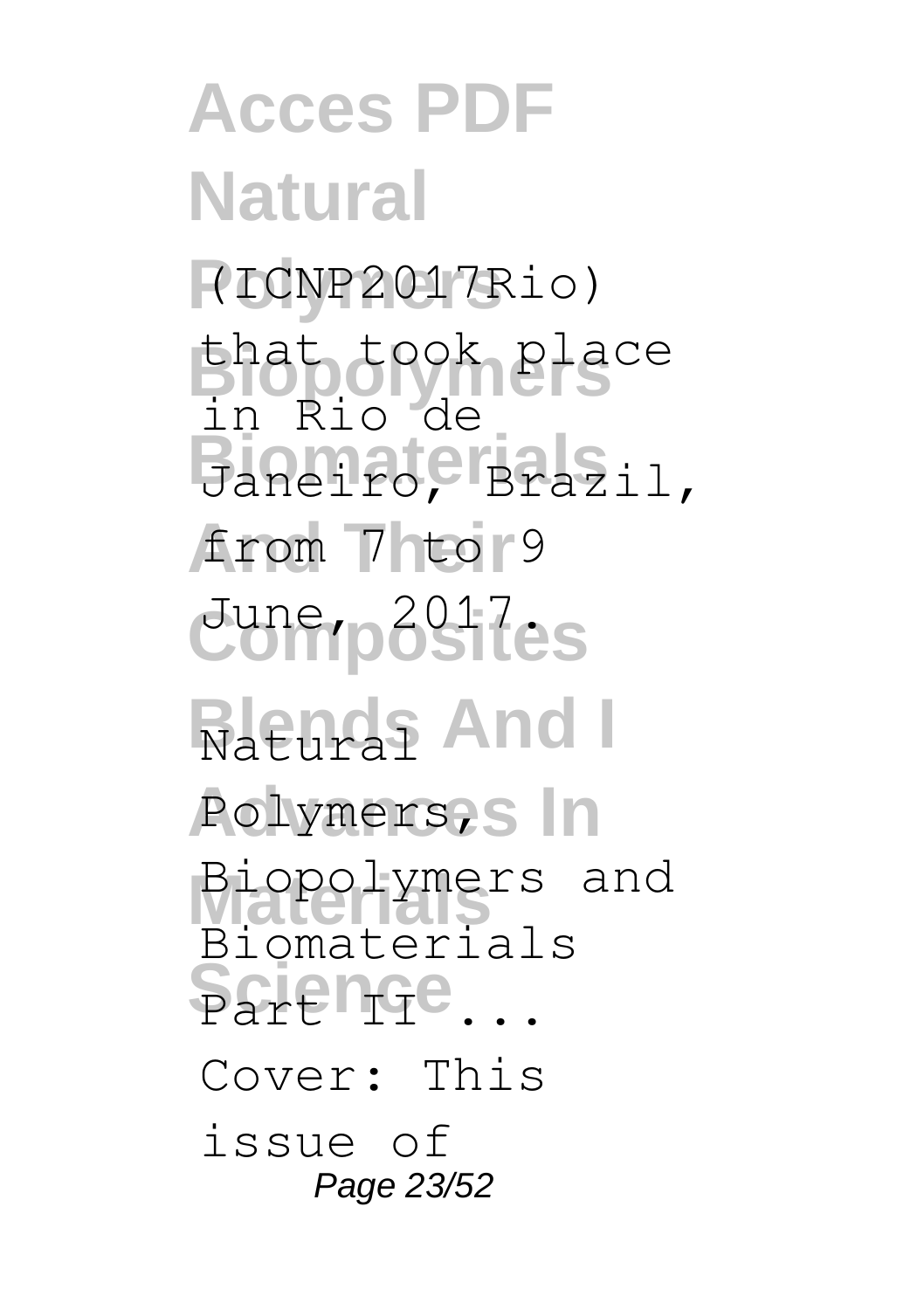(ICNP2017Rio) that took place in Rio de Janeiro, Brazil, from 7 to 9 June, 2017.

Natural Polymers, Biopolymers and Biomaterials Part II ...

Cover: This issue of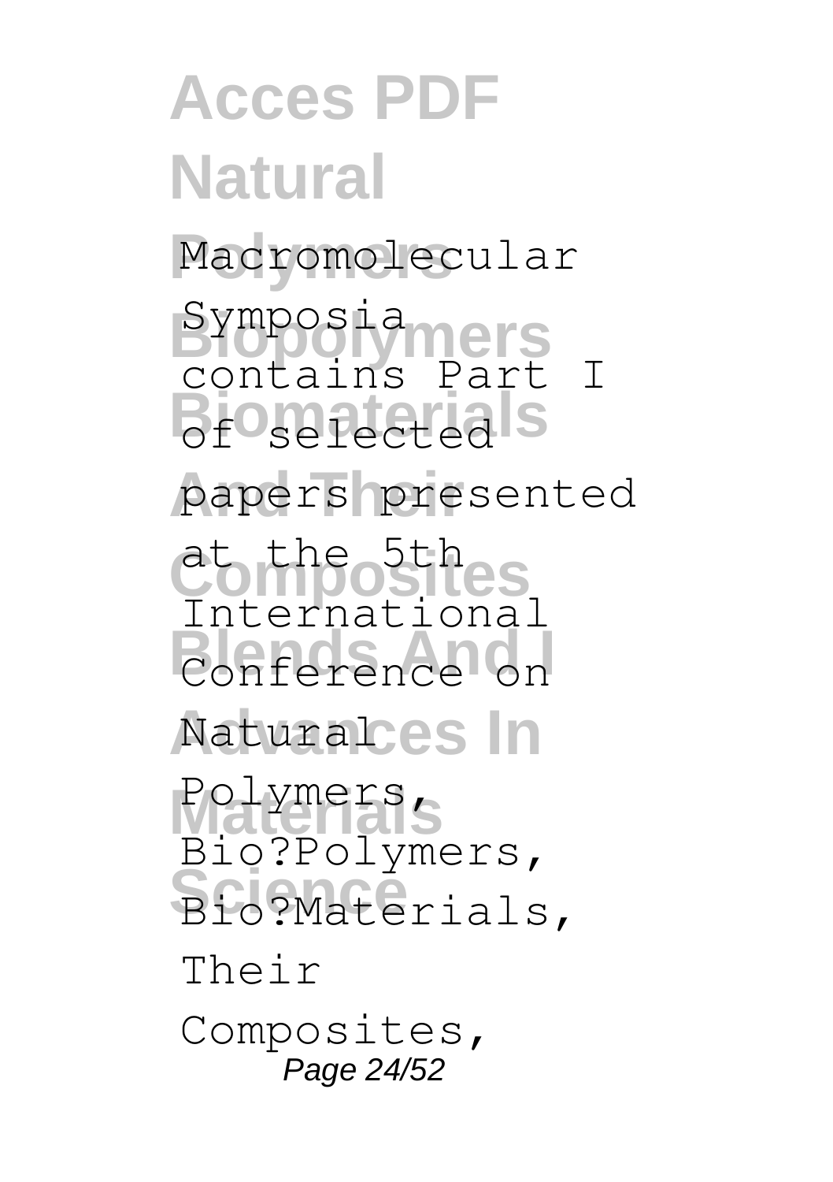Macromolecular Symposia contains Part I of selected papers presented at the 5th International Conference on Natural Polymers, Bio?Polymers, Bio?Materials, Their Composites,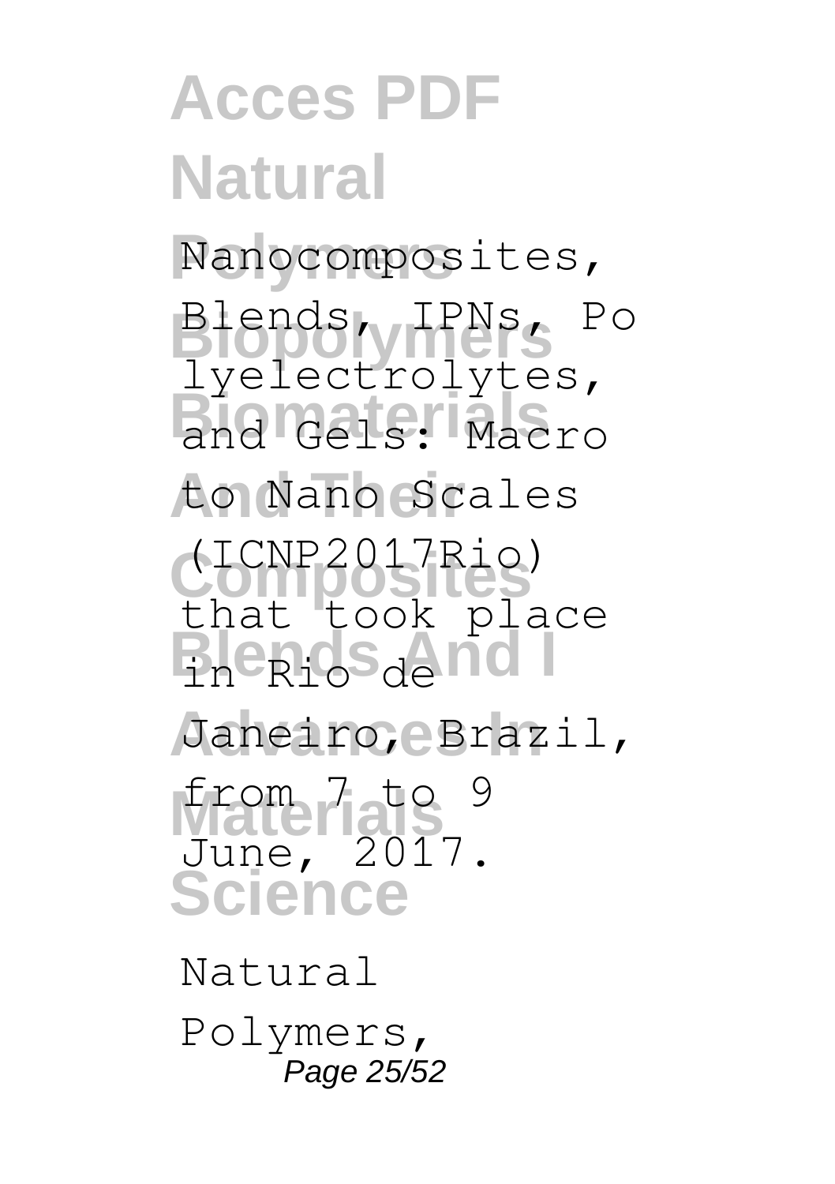Nanocomposites, Blends, IPNs, Polyelectrolytes, and Gels: Macro to Nano Scales (ICNP2017Rio) that took place in Rio de Janeiro, Brazil, from 7 to 9 June, 2017.

Natural Polymers,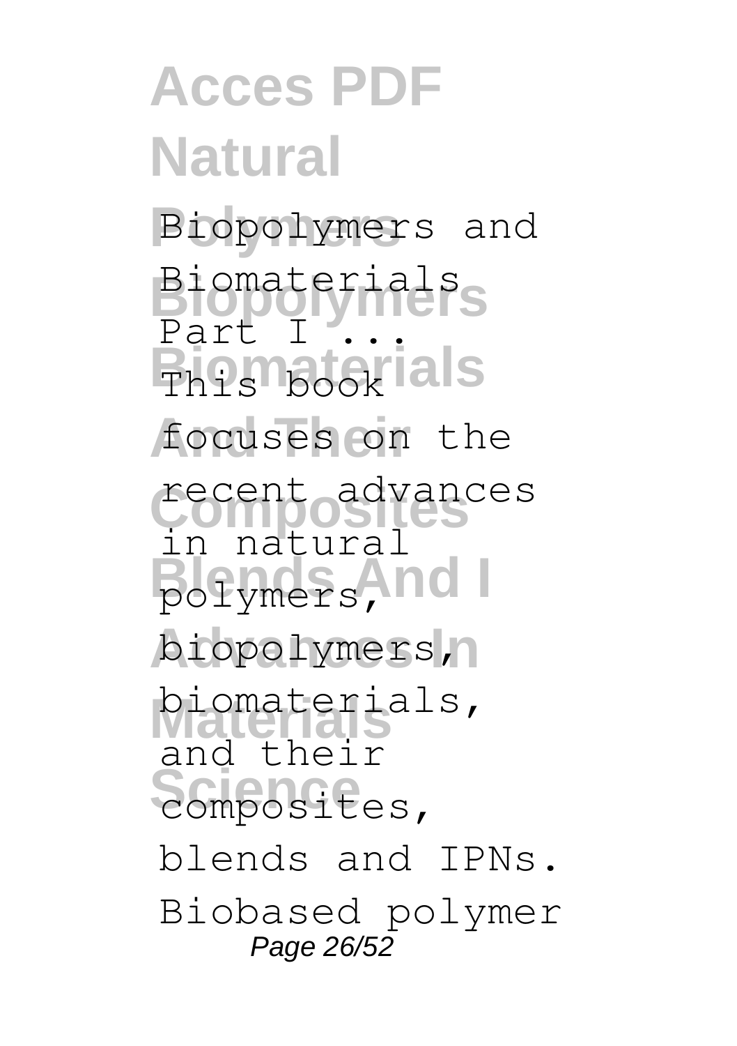Biopolymers and Biomaterials Part I ...
This book focuses on the recent advances in natural polymers, biopolymers, biomaterials, and their composites, blends and IPNs. Biobased polymer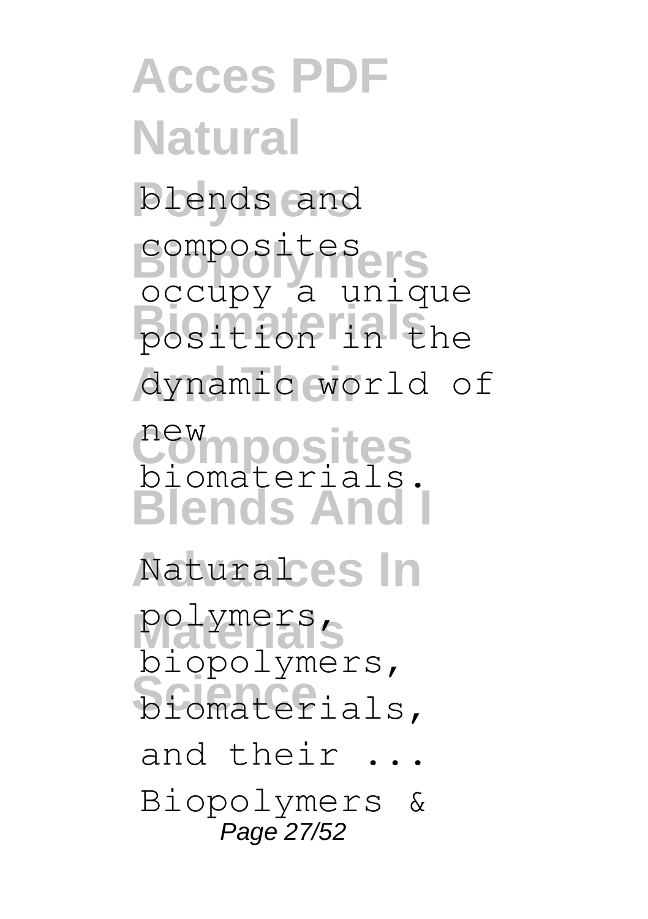blends and composites occupy a unique position in the dynamic world of new biomaterials.

Natural polymers, biopolymers, biomaterials, and their ...

Biopolymers &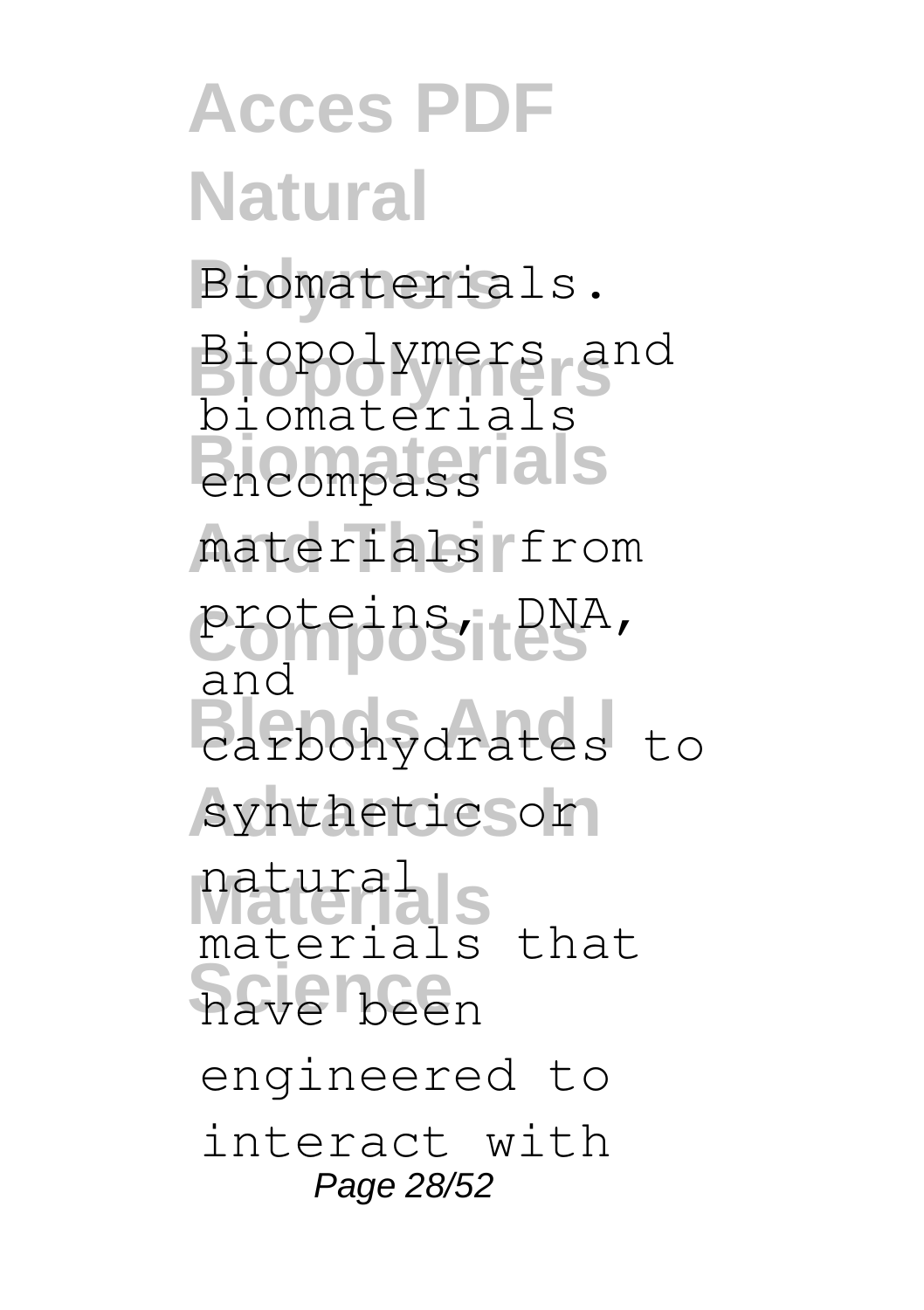Biomaterials. Biopolymers and biomaterials encompass materials from proteins, DNA, and carbohydrates to synthetic or natural materials that have been engineered to interact with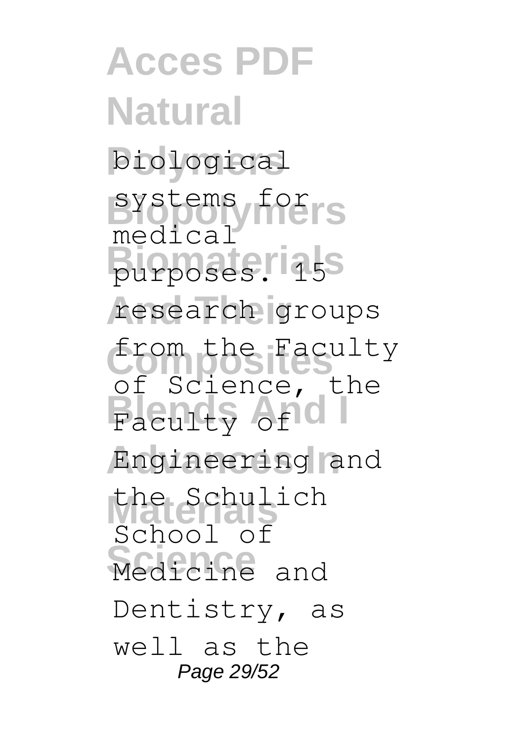biological systems for medical purposes. 15 research groups from the Faculty of Science, the Faculty of Engineering and the Schulich School of Medicine and Dentistry, as well as the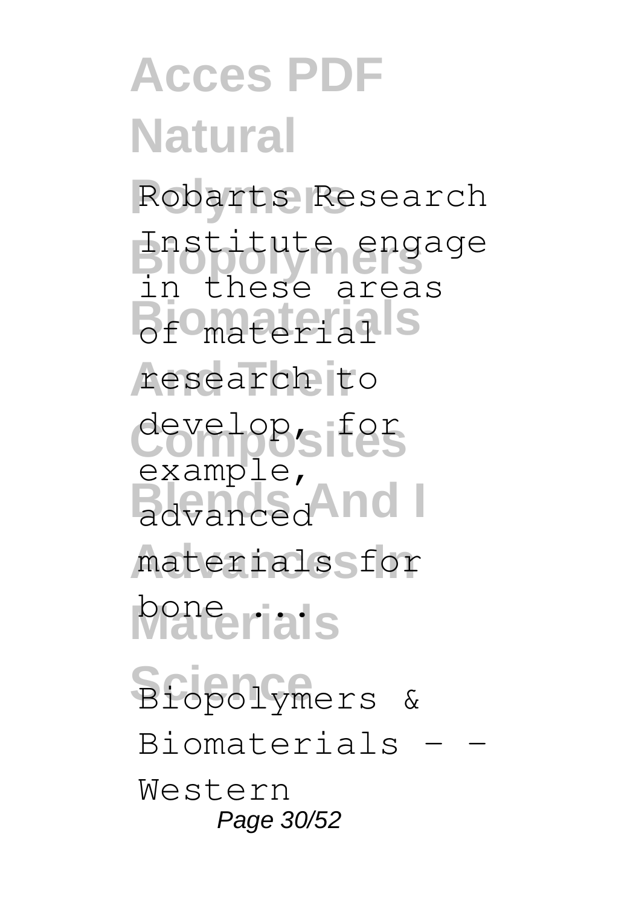Robarts Research Institute engage in these areas of material research to develop, for example, advanced materials for bone ...

Biopolymers & Biomaterials - - Western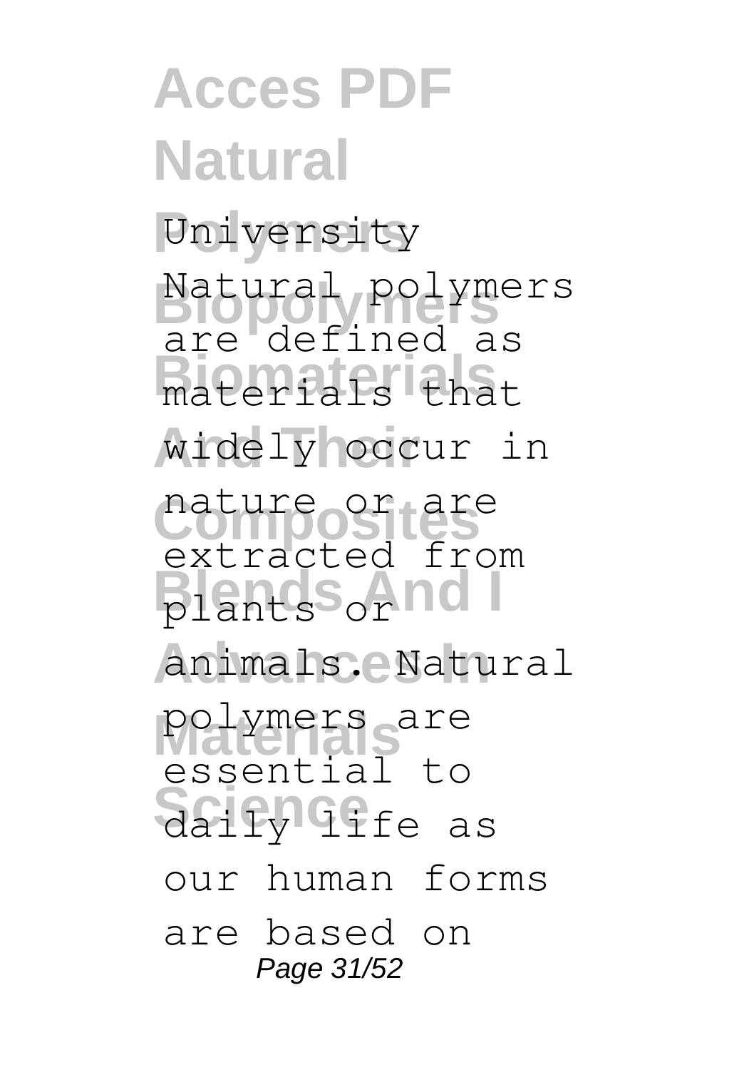University

Natural polymers are defined as materials that widely occur in nature or are extracted from plants or animals. Natural polymers are essential to daily life as our human forms are based on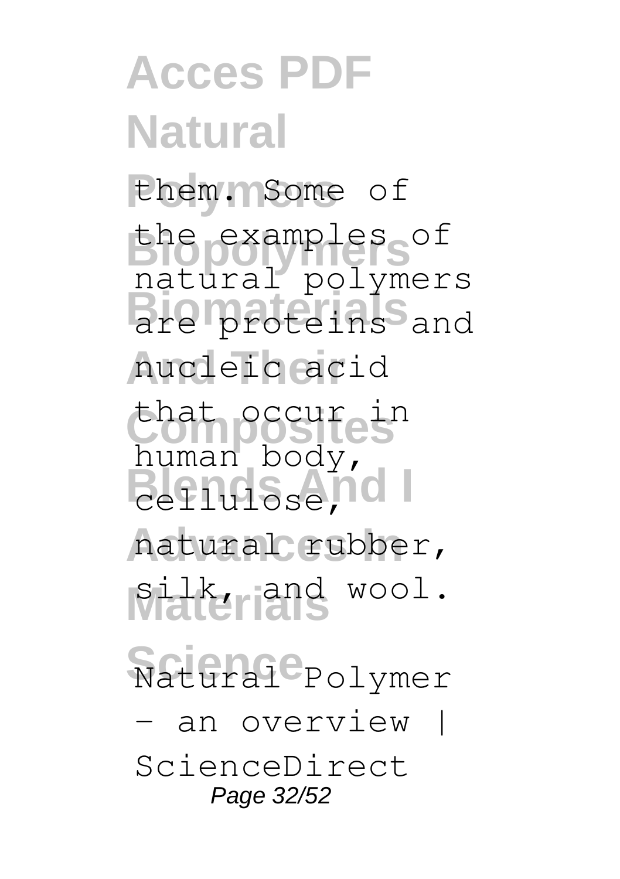them. Some of the examples of natural polymers are proteins and nucleic acid that occur in human body, cellulose, natural rubber, silk, and wool.

Natural Polymer - an overview | ScienceDirect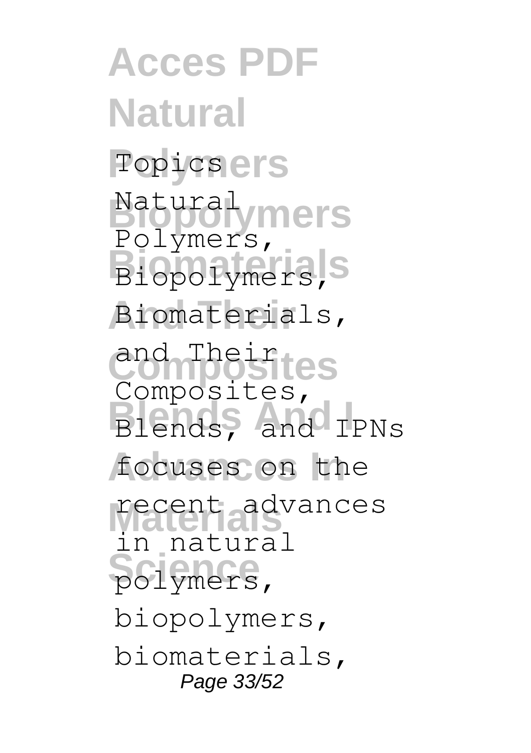Topics Natural Polymers, Biopolymers, Biomaterials, and Their Composites, Blends, and IPNs focuses on the recent advances in natural polymers, biopolymers, biomaterials,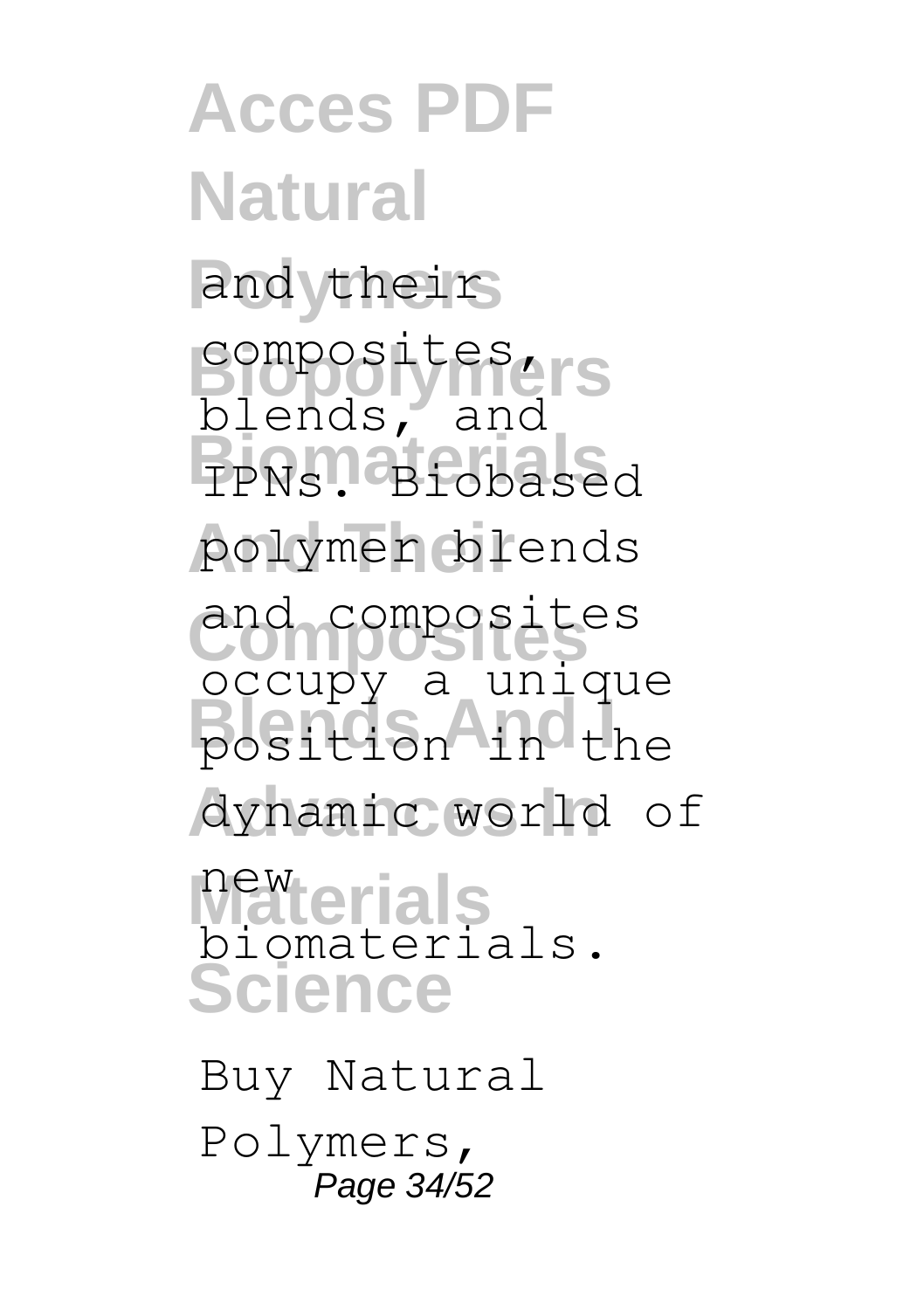and their composites, blends, and IPNs. Biobased polymer blends and composites occupy a unique position in the dynamic world of new biomaterials.

Buy Natural Polymers,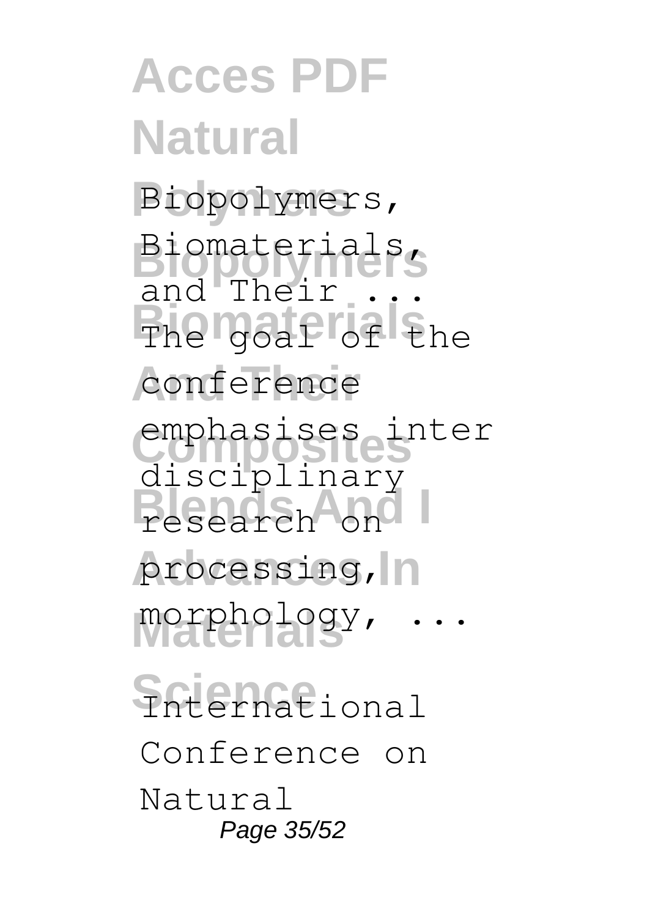Biopolymers, Biomaterials, and Their ...
The goal of the conference emphasises inter disciplinary research on processing, morphology, ...

International Conference on Natural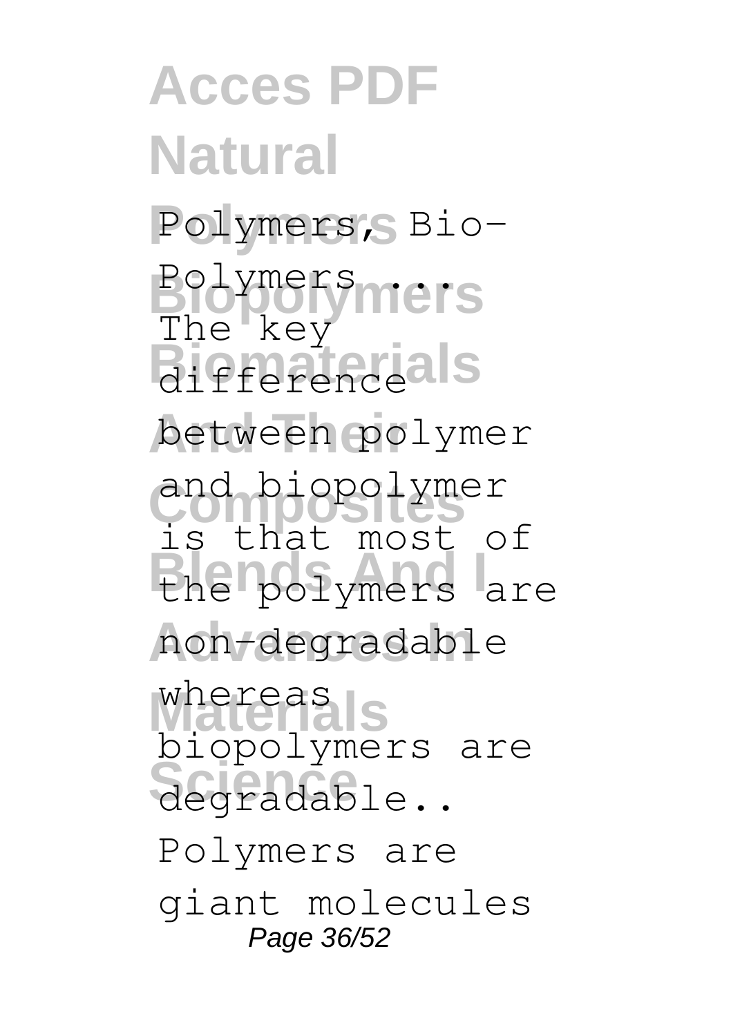Polymers, Bio-Polymers ... The key difference between polymer and biopolymer is that most of the polymers are non-degradable whereas biopolymers are degradable.. Polymers are giant molecules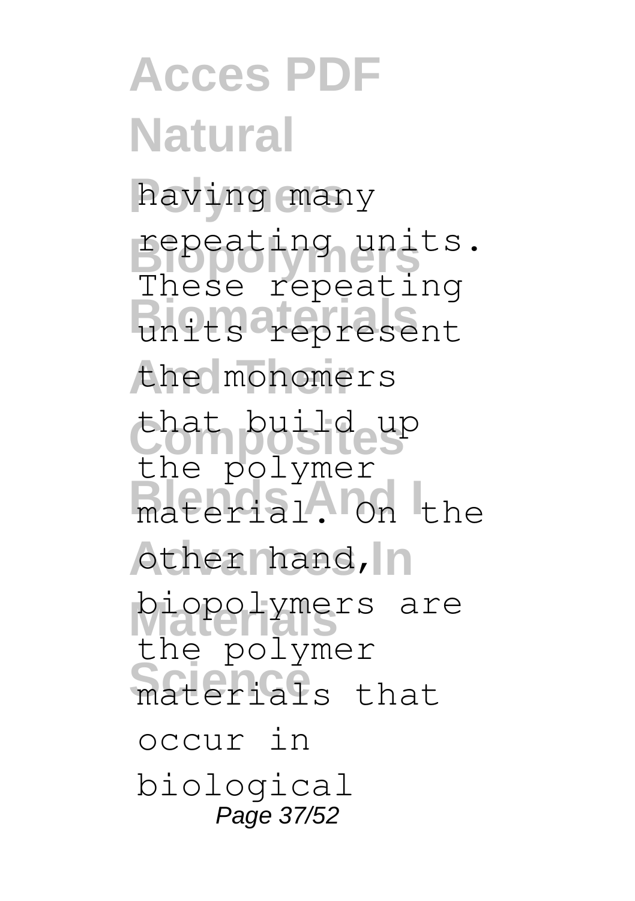having many repeating units. These repeating units represent the monomers that build up the polymer material. On the other hand, biopolymers are the polymer materials that occur in biological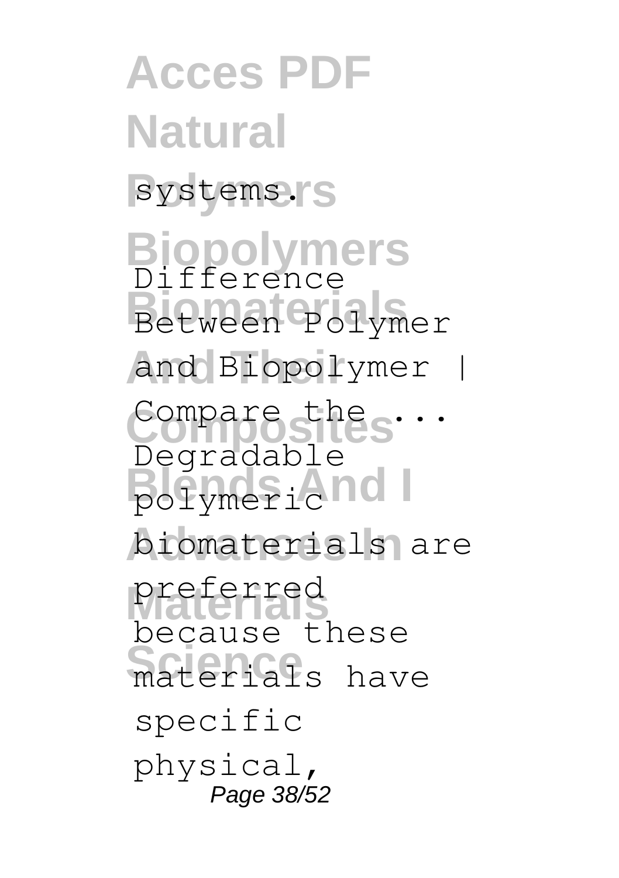systems.

Difference Between Polymer and Biopolymer | Compare the ...

Degradable polymeric biomaterials are preferred because these materials have specific physical,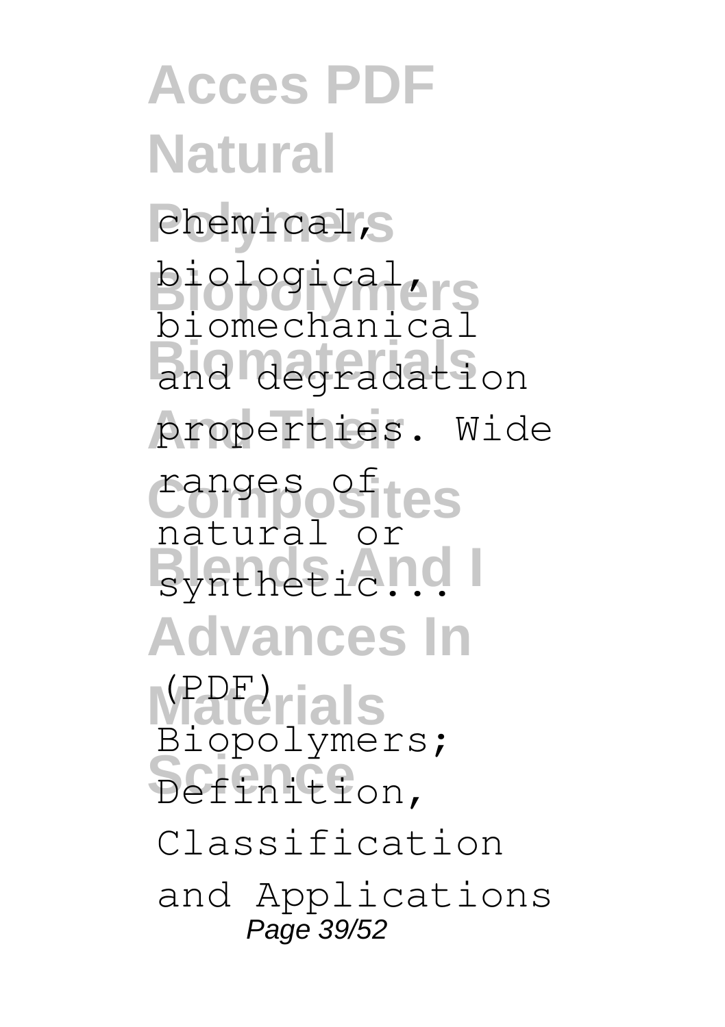chemical, biological, biomechanical and degradation properties. Wide ranges of natural or synthetic...

(PDF) Biopolymers; Definition, Classification and Applications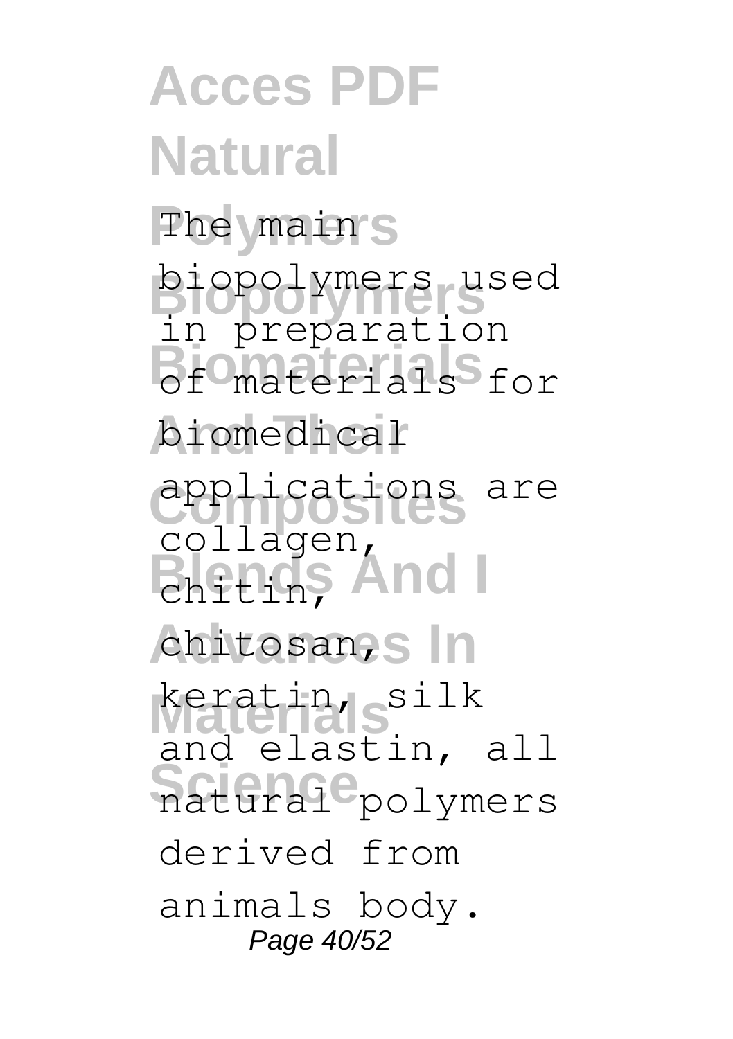The main biopolymers used in preparation of materials for biomedical applications are collagen, chitin, chitosan, keratin, silk and elastin, all natural polymers derived from animals body.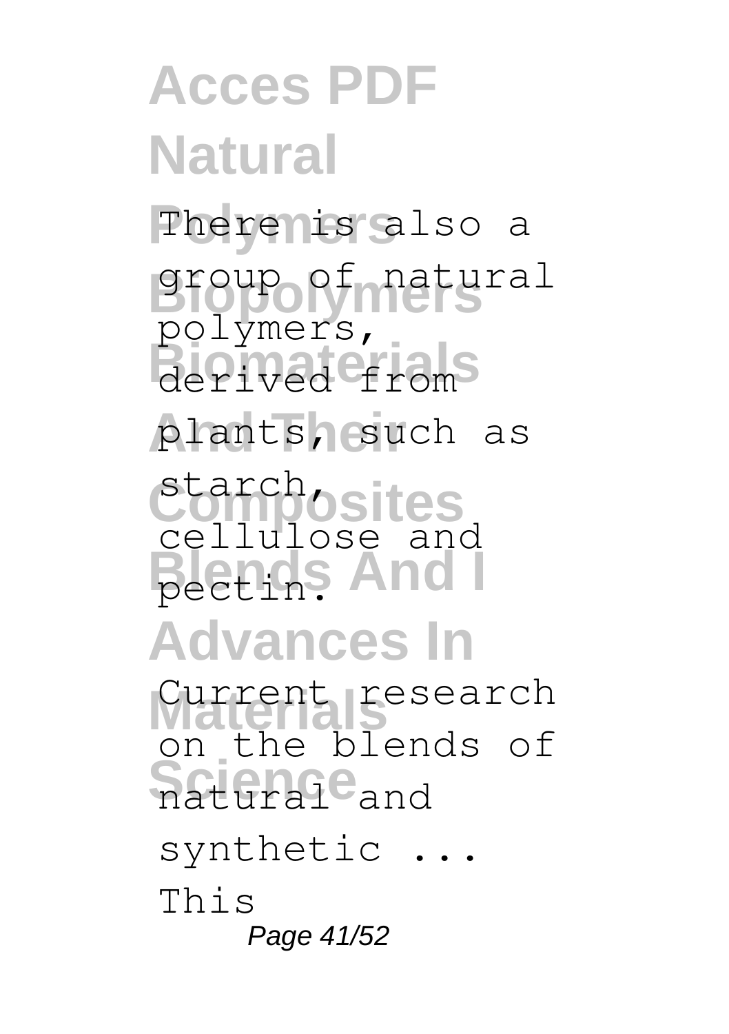There is also a group of natural polymers, derived from plants, such as starch, cellulose and pectin.

Current research on the blends of natural and synthetic ... This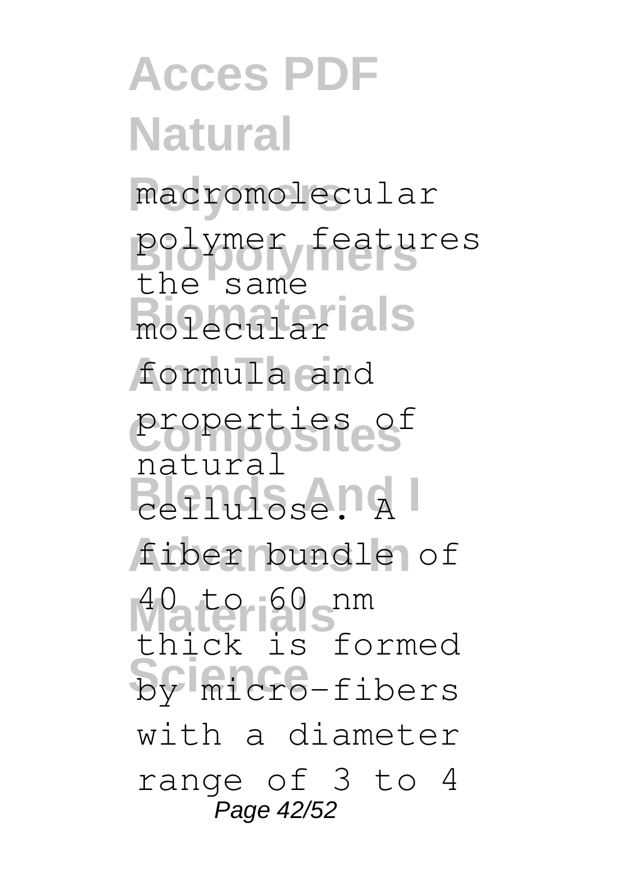macromolecular polymer features the same molecular formula and properties of natural cellulose. A fiber bundle of 40 to 60 nm thick is formed by micro-fibers with a diameter range of 3 to 4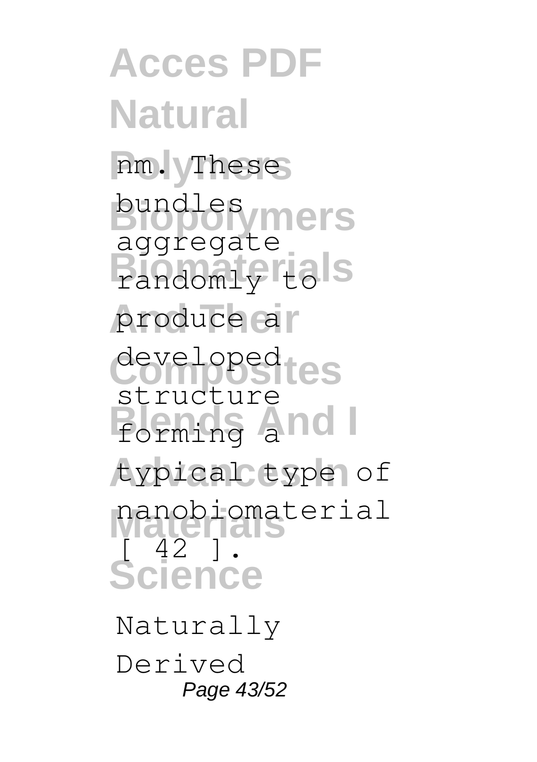nm. These bundles aggregate randomly to produce a developed structure forming a typical type of nanobiomaterial [ 42 ].

Naturally Derived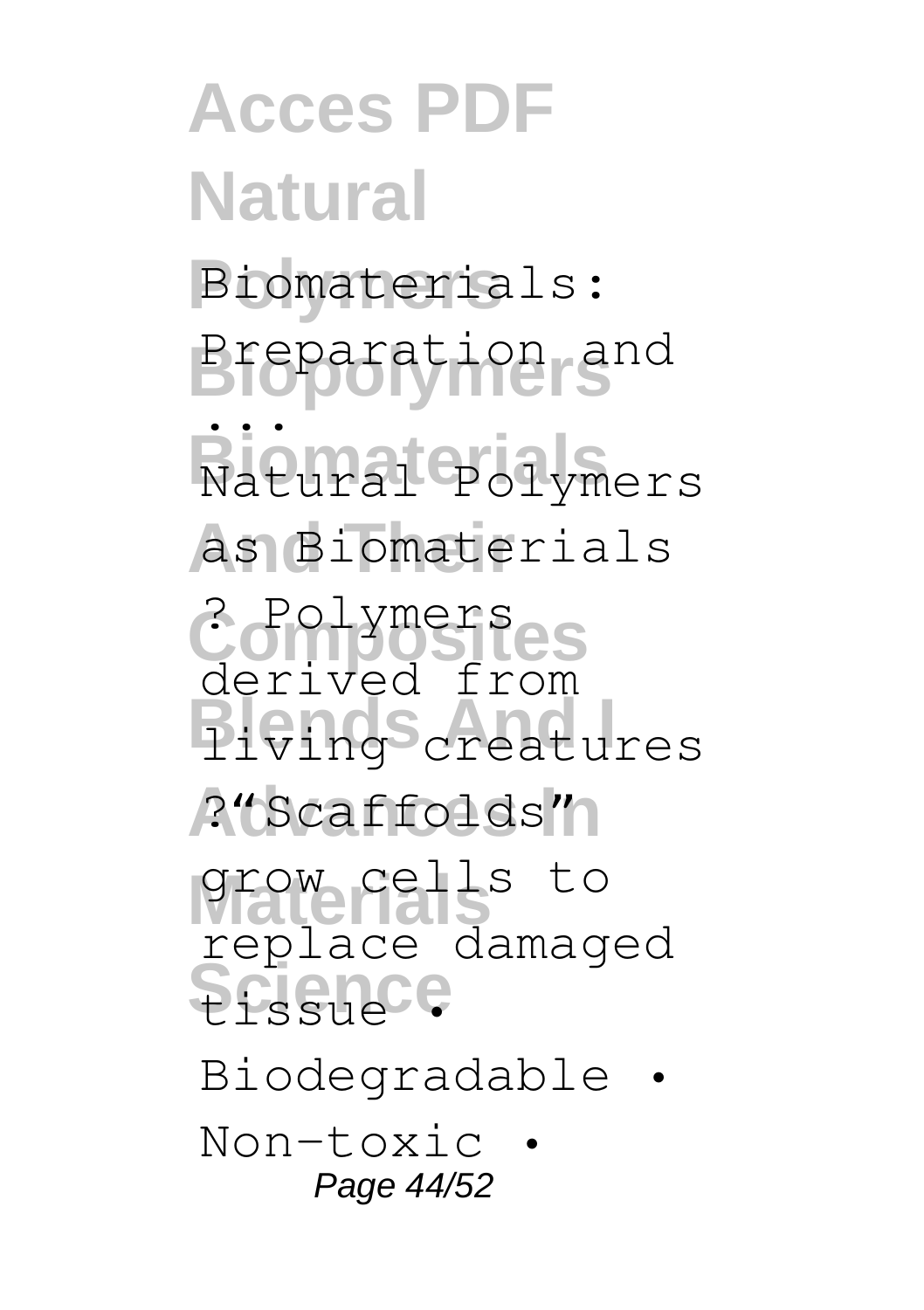Biomaterials: Preparation and ...

Natural Polymers as Biomaterials ? Polymers derived from living creatures ?"Scaffolds" grow cells to replace damaged tissue • Biodegradable • Non-toxic •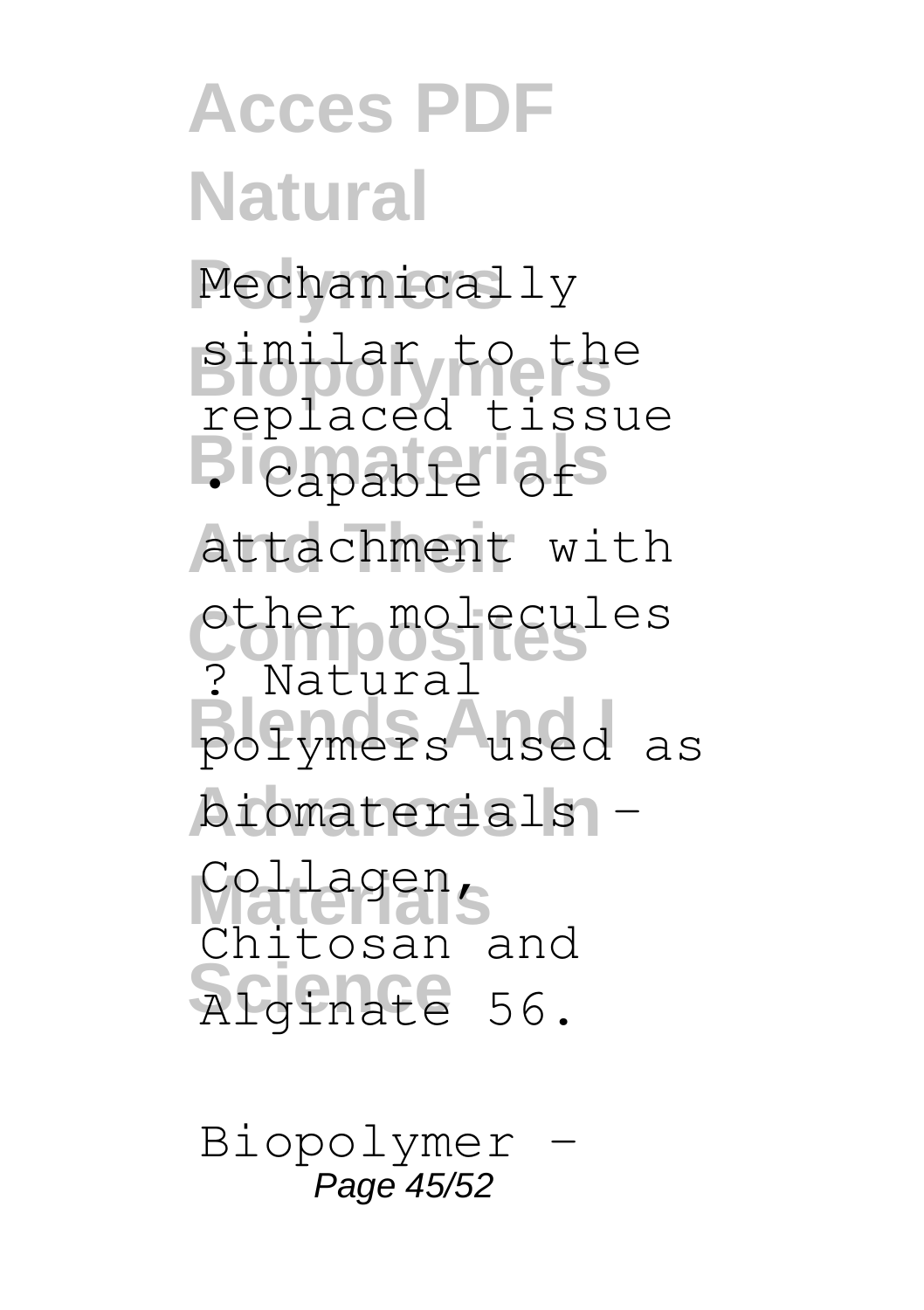Mechanically similar to the replaced tissue
• Capable of attachment with other molecules
? Natural polymers used as biomaterials – Collagen, Chitosan and Alginate 56.

Biopolymer -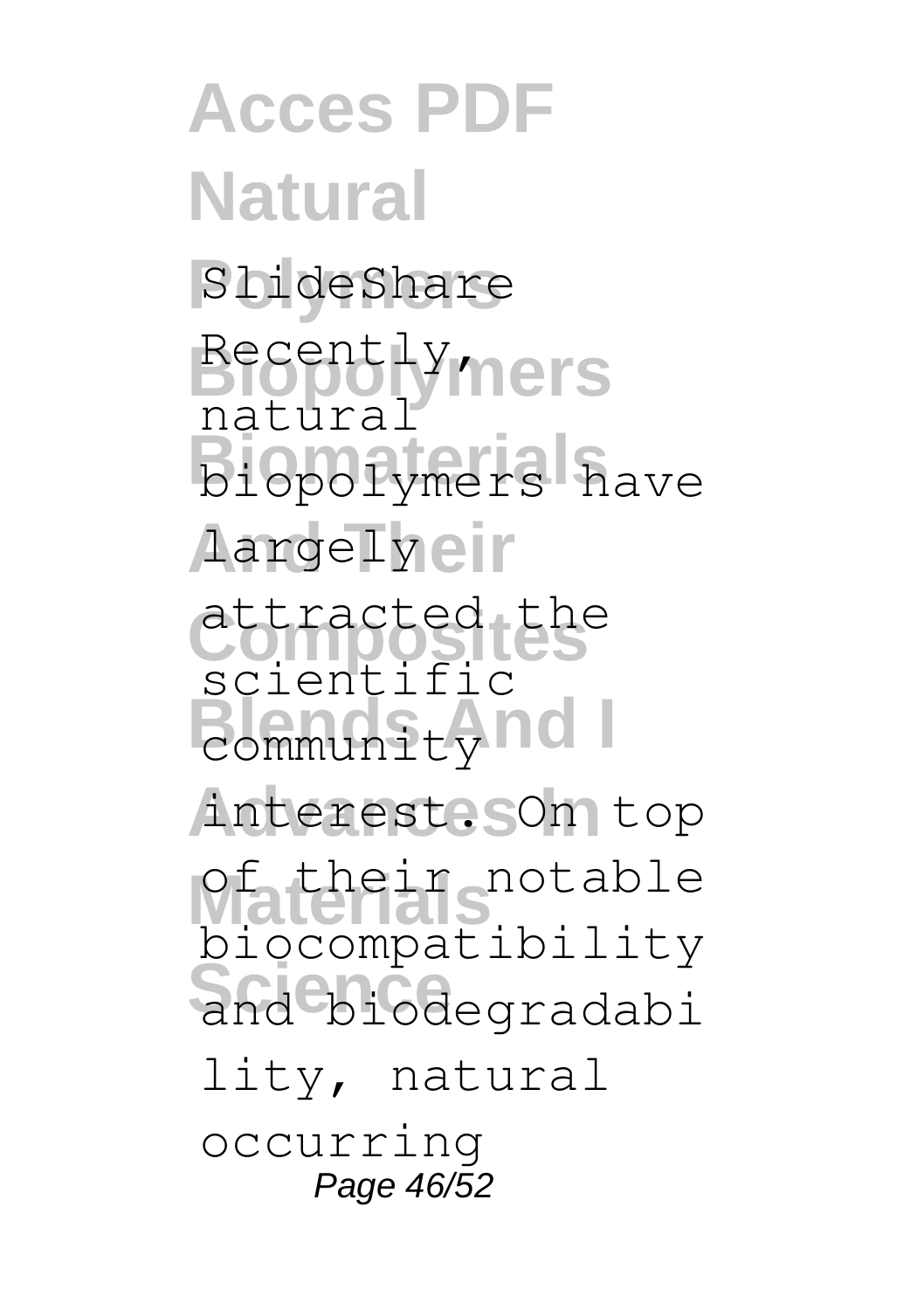SlideShare

Recently, natural biopolymers have largely attracted the scientific community interest. On top of their notable biocompatibility and biodegradability, natural occurring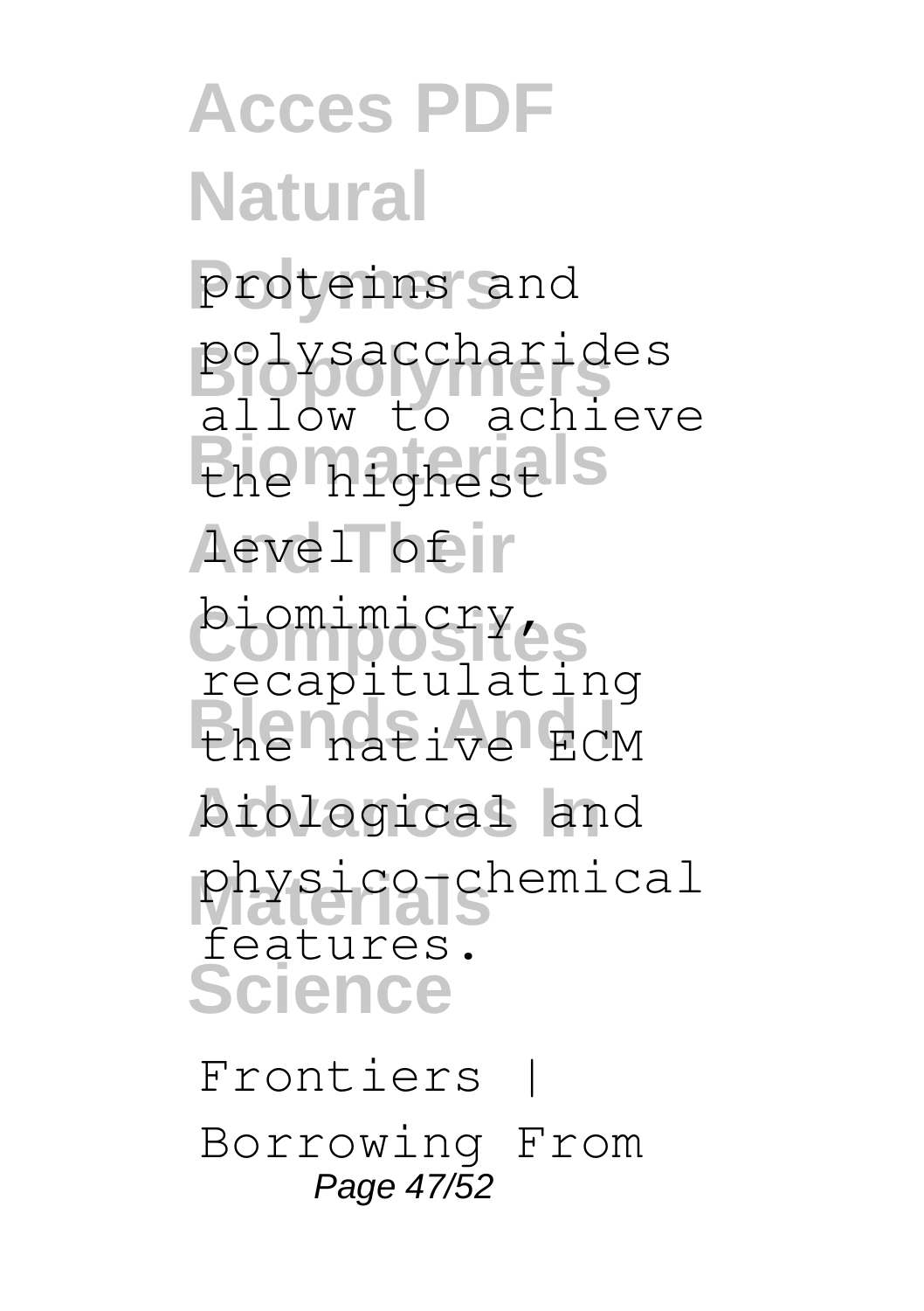proteins and polysaccharides allow to achieve the highest level of biomimicry, recapitulating the native ECM biological and physico-chemical features.

Frontiers | Borrowing From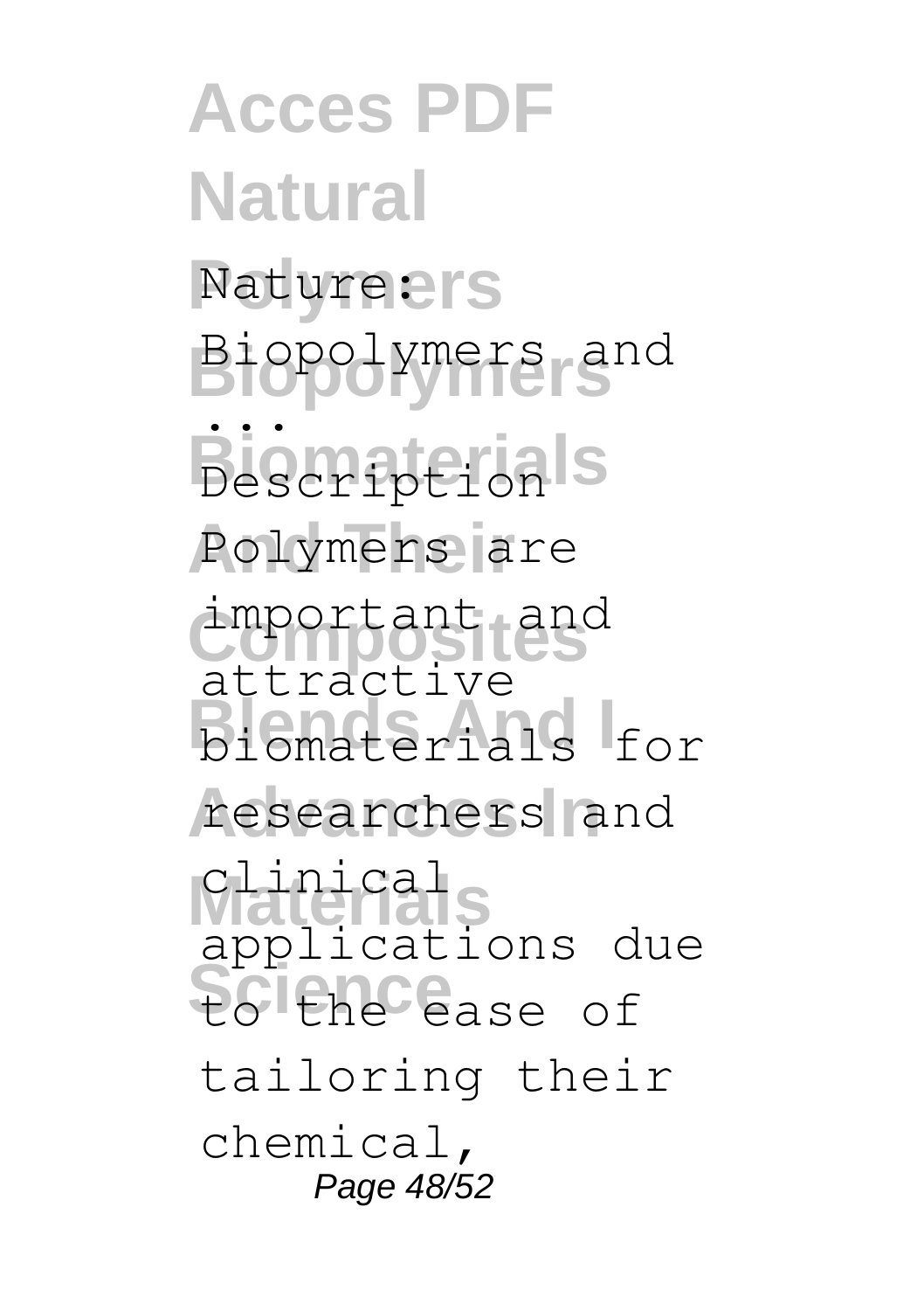Nature: Biopolymers and ...

Description

Polymers are important and attractive biomaterials for researchers and clinical applications due to the ease of tailoring their chemical,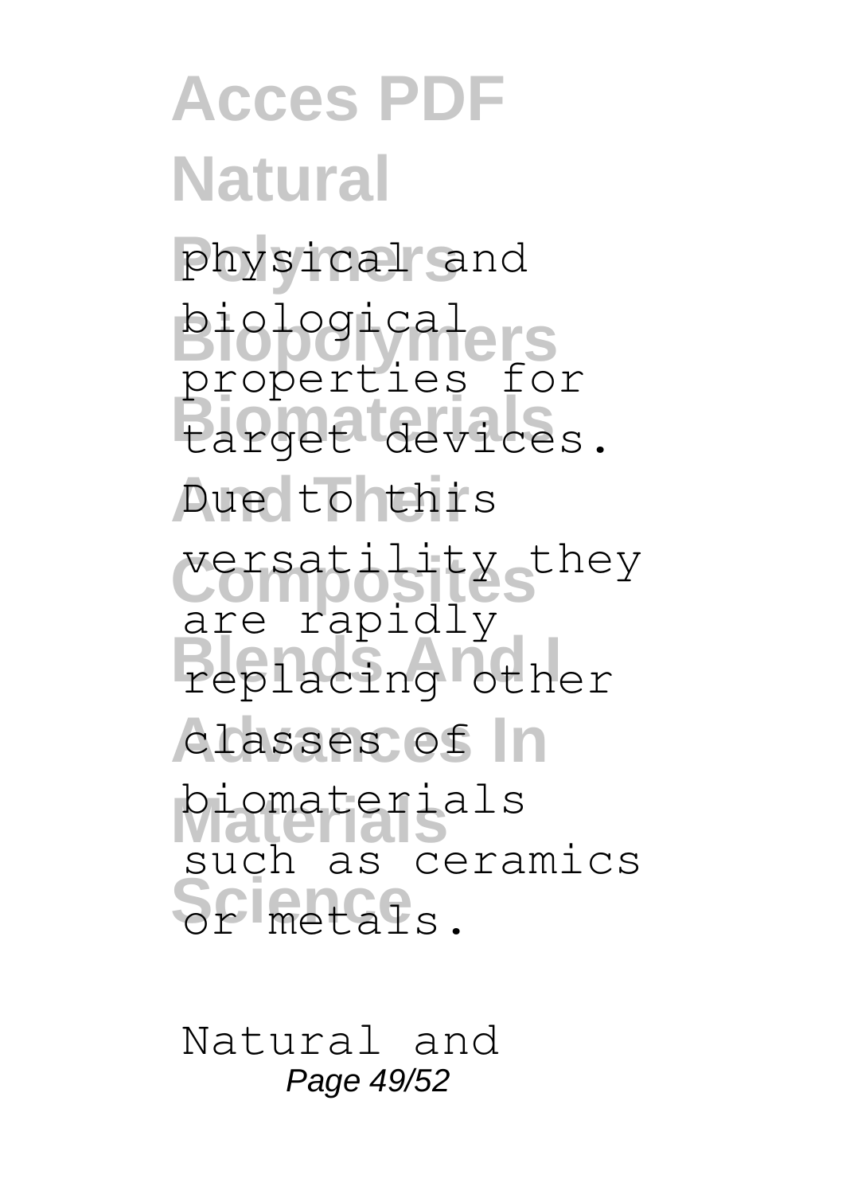physical and biological properties for target devices. Due to this versatility they are rapidly replacing other classes of biomaterials such as ceramics or metals.

Natural and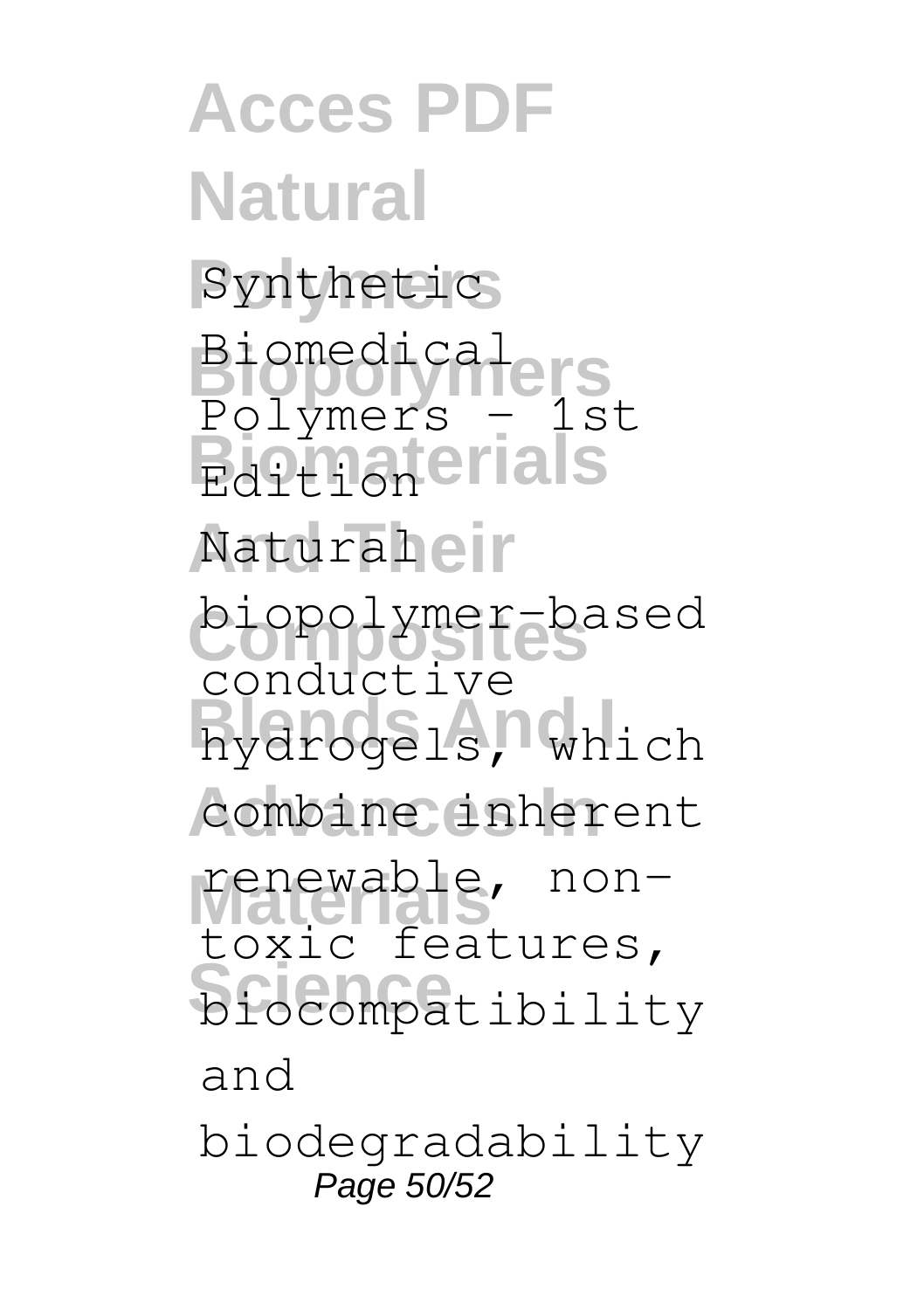Synthetic Biomedical Polymers - 1st Edition

Natural biopolymer-based conductive hydrogels, which combine inherent renewable, non-toxic features, biocompatibility and biodegradability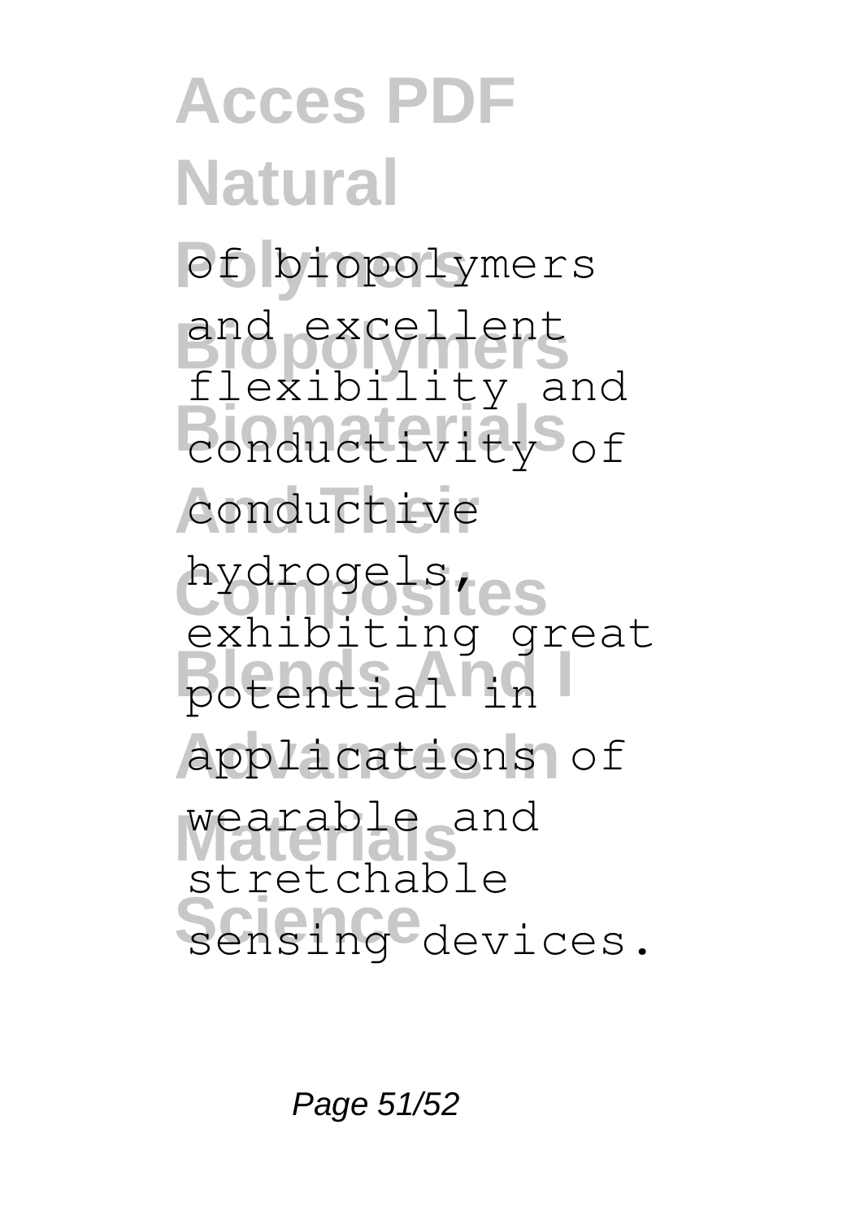of biopolymers and excellent flexibility and conductivity of conductive hydrogels, exhibiting great potential in applications of wearable and stretchable sensing devices.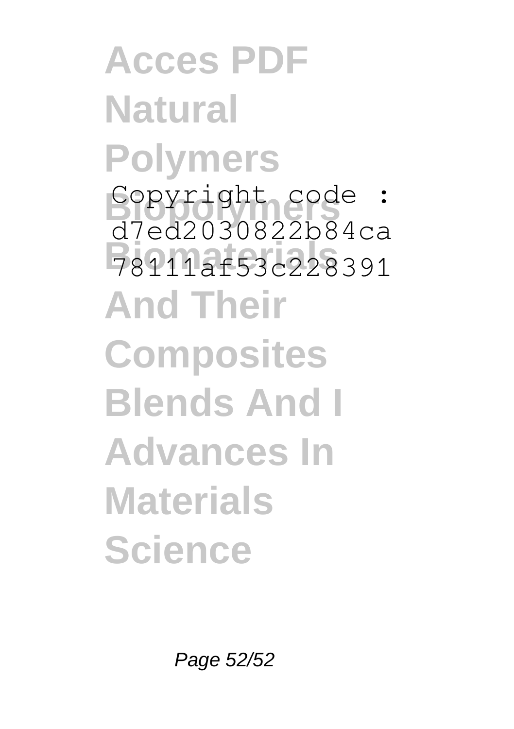Copyright code : d7ed2030822b84ca78111af53c228391